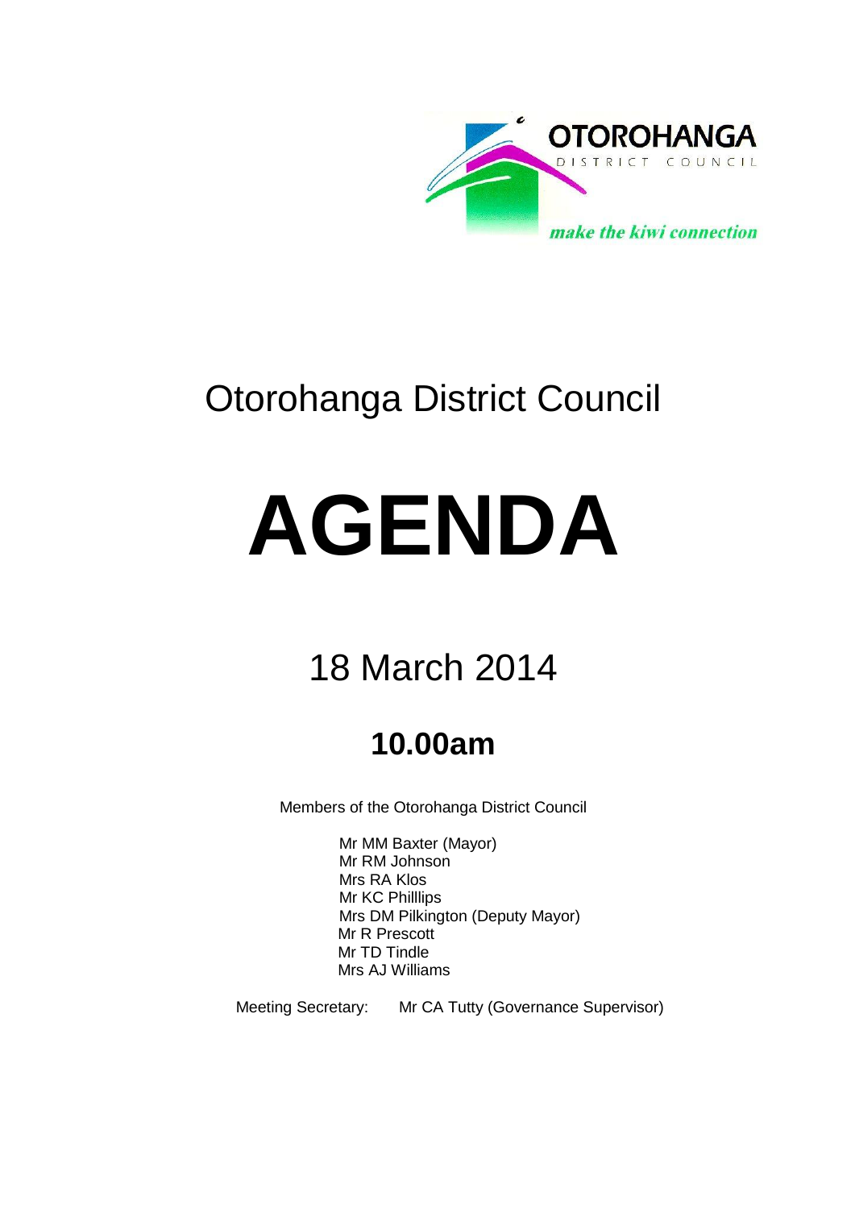OTOROHANGA

DISTRICT COUNCIL

*make the kiwi connection*

# Otorohanga District Council

# AGENDA

## 18 March 2014

## **10.00am**

Members of the Otorohanga District Council

Mr MM Baxter (Mayor)
Mr RM Johnson
Mrs RA Klos
Mr KC Philllips
Mrs DM Pilkington (Deputy Mayor)
Mr R Prescott
Mr TD Tindle
Mrs AJ Williams

Meeting Secretary: Mr CA Tutty (Governance Supervisor)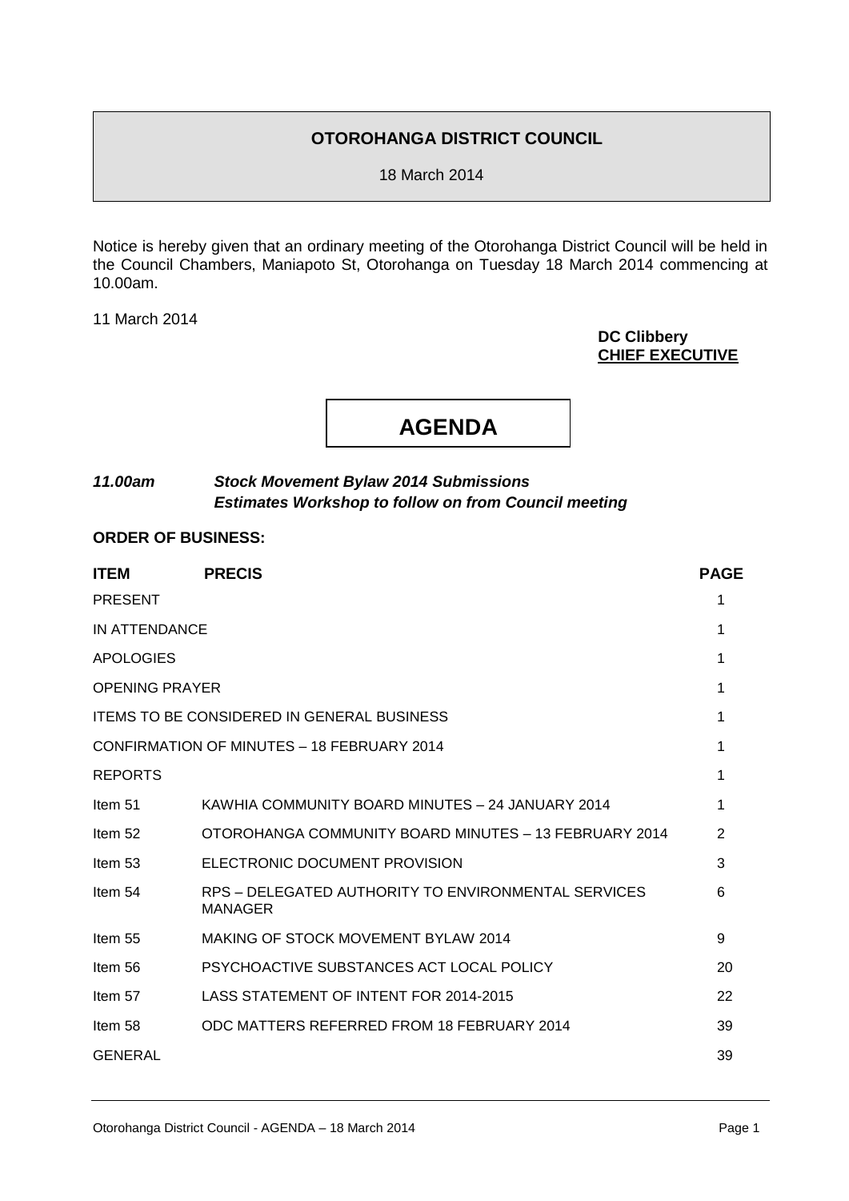**OTOROHANGA DISTRICT COUNCIL**

18 March 2014

Notice is hereby given that an ordinary meeting of the Otorohanga District Council will be held in the Council Chambers, Maniapoto St, Otorohanga on Tuesday 18 March 2014 commencing at 10.00am.

11 March 2014

**DC Clibbery**
**CHIEF EXECUTIVE**

# AGENDA

***11.00am Stock Movement Bylaw 2014 Submissions***
***Estimates Workshop to follow on from Council meeting***

**ORDER OF BUSINESS:**

| ITEM | PRECIS | PAGE |
|---|---|---|
| PRESENT | | 1 |
| IN ATTENDANCE | | 1 |
| APOLOGIES | | 1 |
| OPENING PRAYER | | 1 |
| ITEMS TO BE CONSIDERED IN GENERAL BUSINESS | | 1 |
| CONFIRMATION OF MINUTES – 18 FEBRUARY 2014 | | 1 |
| REPORTS | | 1 |
| Item 51 | KAWHIA COMMUNITY BOARD MINUTES – 24 JANUARY 2014 | 1 |
| Item 52 | OTOROHANGA COMMUNITY BOARD MINUTES – 13 FEBRUARY 2014 | 2 |
| Item 53 | ELECTRONIC DOCUMENT PROVISION | 3 |
| Item 54 | RPS – DELEGATED AUTHORITY TO ENVIRONMENTAL SERVICES MANAGER | 6 |
| Item 55 | MAKING OF STOCK MOVEMENT BYLAW 2014 | 9 |
| Item 56 | PSYCHOACTIVE SUBSTANCES ACT LOCAL POLICY | 20 |
| Item 57 | LASS STATEMENT OF INTENT FOR 2014-2015 | 22 |
| Item 58 | ODC MATTERS REFERRED FROM 18 FEBRUARY 2014 | 39 |
| GENERAL | | 39 |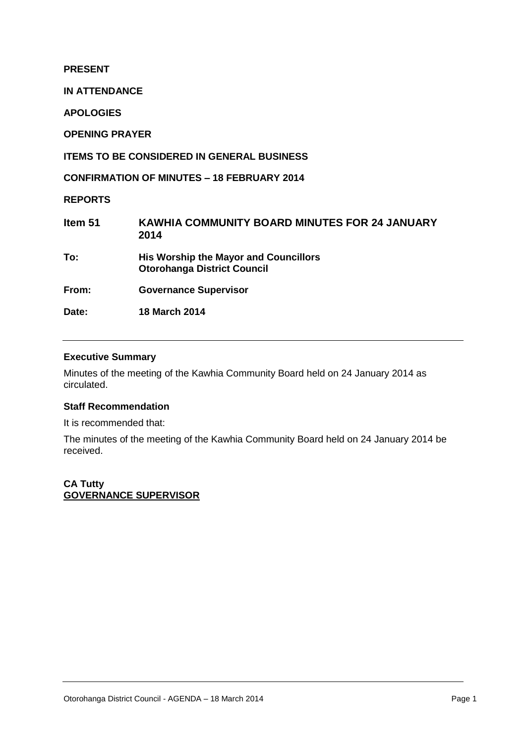**PRESENT**

**IN ATTENDANCE**

**APOLOGIES**

**OPENING PRAYER**

**ITEMS TO BE CONSIDERED IN GENERAL BUSINESS**

**CONFIRMATION OF MINUTES – 18 FEBRUARY 2014**

**REPORTS**

| | |
|---|---|
| **Item 51** | **KAWHIA COMMUNITY BOARD MINUTES FOR 24 JANUARY 2014** |
| **To:** | **His Worship the Mayor and Councillors**<br>**Otorohanga District Council** |
| **From:** | **Governance Supervisor** |
| **Date:** | **18 March 2014** |

---

**Executive Summary**

Minutes of the meeting of the Kawhia Community Board held on 24 January 2014 as circulated.

**Staff Recommendation**

It is recommended that:

The minutes of the meeting of the Kawhia Community Board held on 24 January 2014 be received.

**CA Tutty**
**GOVERNANCE SUPERVISOR**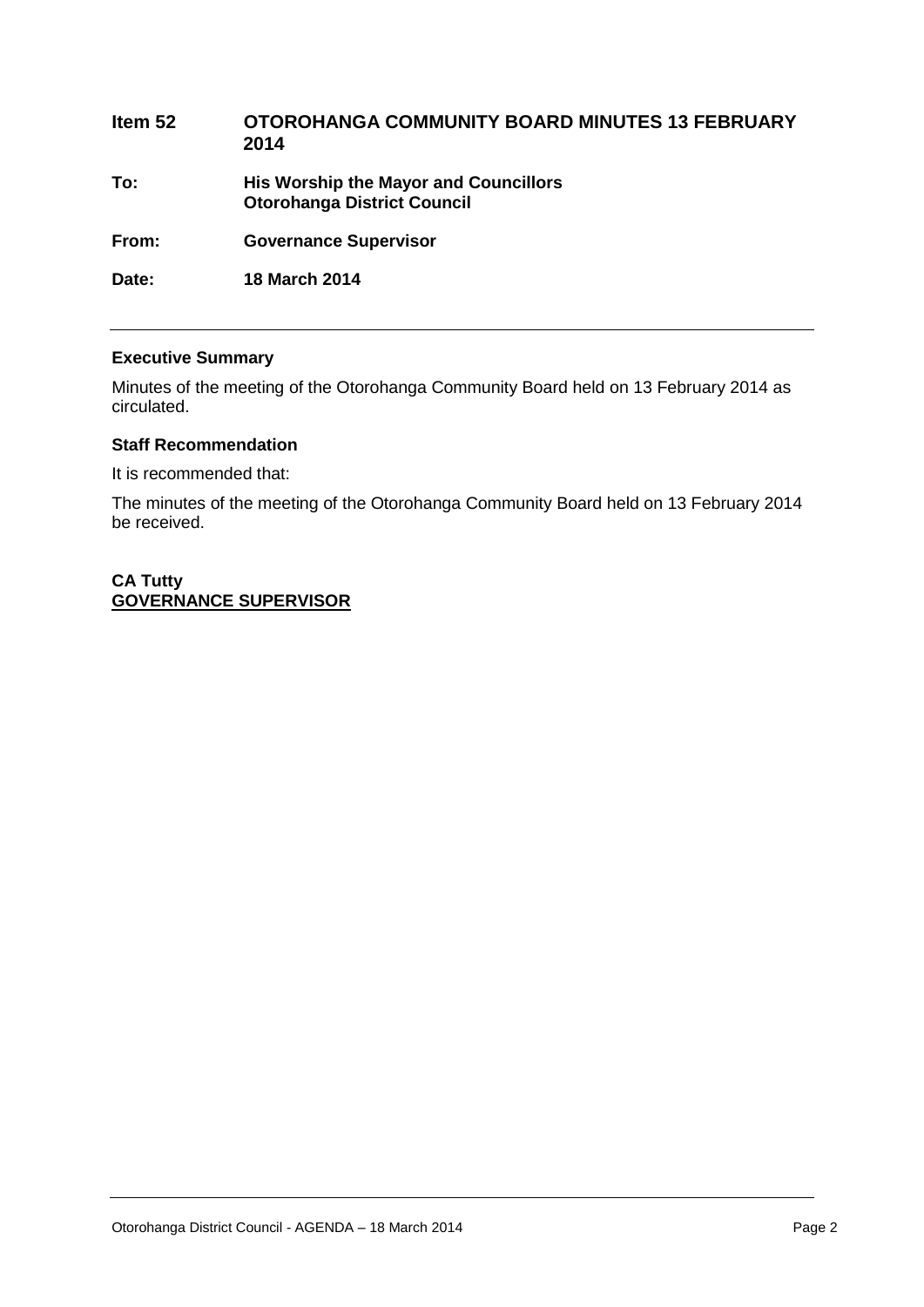**Item 52** **OTOROHANGA COMMUNITY BOARD MINUTES 13 FEBRUARY 2014**

**To:** **His Worship the Mayor and Councillors**
**Otorohanga District Council**

**From:** **Governance Supervisor**

**Date:** **18 March 2014**

---

**Executive Summary**

Minutes of the meeting of the Otorohanga Community Board held on 13 February 2014 as circulated.

**Staff Recommendation**

It is recommended that:

The minutes of the meeting of the Otorohanga Community Board held on 13 February 2014 be received.

**CA Tutty**
**GOVERNANCE SUPERVISOR**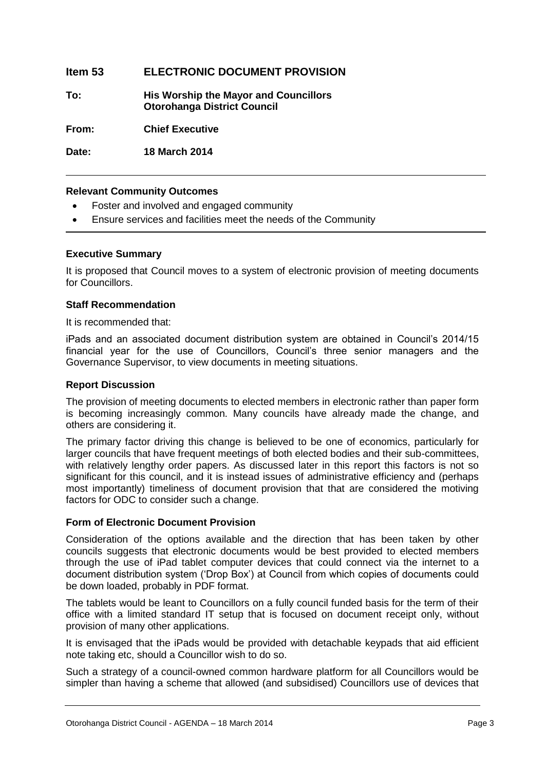## Item 53 ELECTRONIC DOCUMENT PROVISION

**To:** **His Worship the Mayor and Councillors**
**Otorohanga District Council**

**From:** **Chief Executive**

**Date:** **18 March 2014**

---

**Relevant Community Outcomes**

- Foster and involved and engaged community
- Ensure services and facilities meet the needs of the Community

---

**Executive Summary**

It is proposed that Council moves to a system of electronic provision of meeting documents for Councillors.

**Staff Recommendation**

It is recommended that:

iPads and an associated document distribution system are obtained in Council's 2014/15 financial year for the use of Councillors, Council's three senior managers and the Governance Supervisor, to view documents in meeting situations.

**Report Discussion**

The provision of meeting documents to elected members in electronic rather than paper form is becoming increasingly common. Many councils have already made the change, and others are considering it.

The primary factor driving this change is believed to be one of economics, particularly for larger councils that have frequent meetings of both elected bodies and their sub-committees, with relatively lengthy order papers. As discussed later in this report this factors is not so significant for this council, and it is instead issues of administrative efficiency and (perhaps most importantly) timeliness of document provision that that are considered the motiving factors for ODC to consider such a change.

**Form of Electronic Document Provision**

Consideration of the options available and the direction that has been taken by other councils suggests that electronic documents would be best provided to elected members through the use of iPad tablet computer devices that could connect via the internet to a document distribution system ('Drop Box') at Council from which copies of documents could be down loaded, probably in PDF format.

The tablets would be leant to Councillors on a fully council funded basis for the term of their office with a limited standard IT setup that is focused on document receipt only, without provision of many other applications.

It is envisaged that the iPads would be provided with detachable keypads that aid efficient note taking etc, should a Councillor wish to do so.

Such a strategy of a council-owned common hardware platform for all Councillors would be simpler than having a scheme that allowed (and subsidised) Councillors use of devices that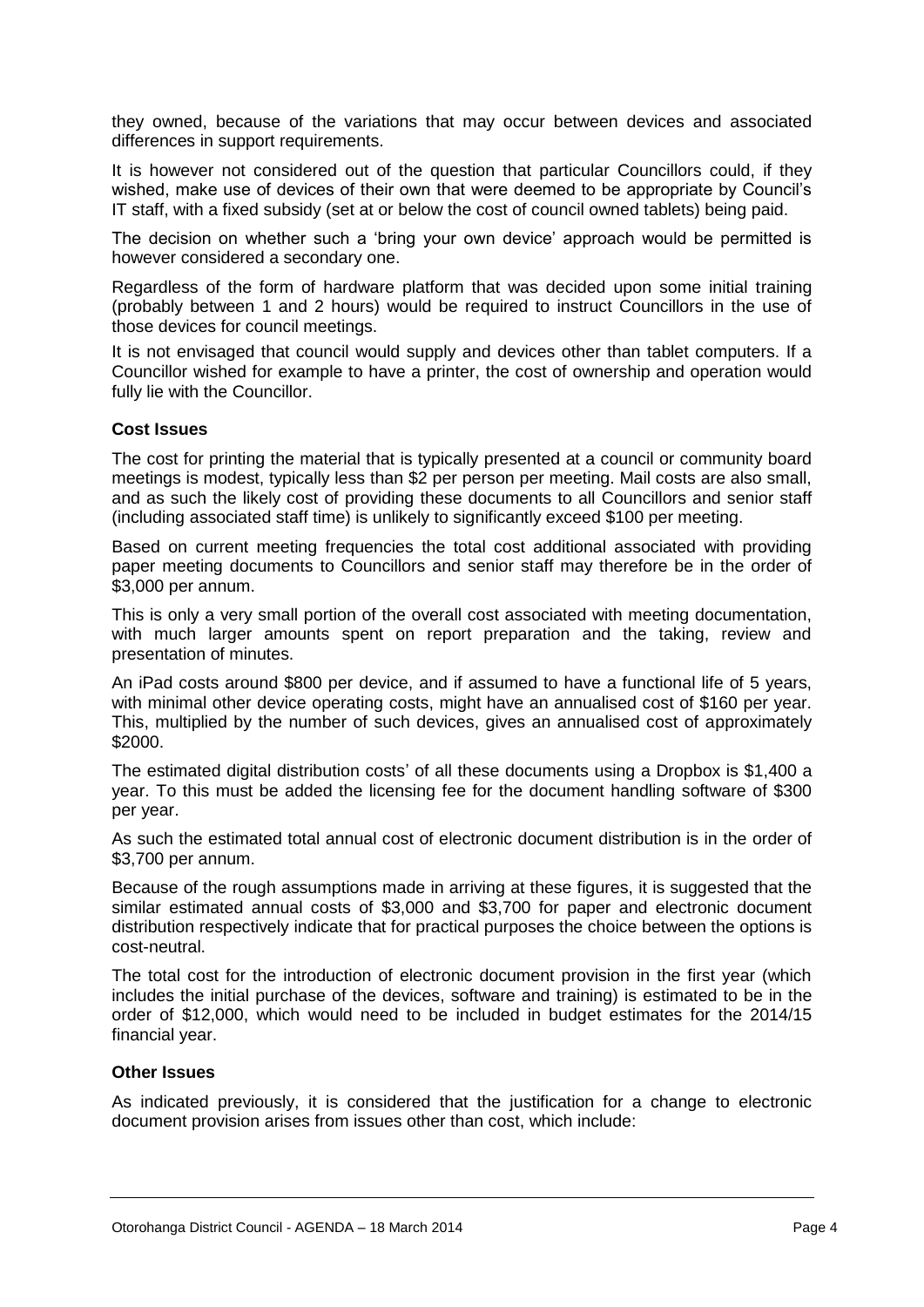they owned, because of the variations that may occur between devices and associated differences in support requirements.

It is however not considered out of the question that particular Councillors could, if they wished, make use of devices of their own that were deemed to be appropriate by Council's IT staff, with a fixed subsidy (set at or below the cost of council owned tablets) being paid.

The decision on whether such a 'bring your own device' approach would be permitted is however considered a secondary one.

Regardless of the form of hardware platform that was decided upon some initial training (probably between 1 and 2 hours) would be required to instruct Councillors in the use of those devices for council meetings.

It is not envisaged that council would supply and devices other than tablet computers. If a Councillor wished for example to have a printer, the cost of ownership and operation would fully lie with the Councillor.

**Cost Issues**

The cost for printing the material that is typically presented at a council or community board meetings is modest, typically less than $2 per person per meeting. Mail costs are also small, and as such the likely cost of providing these documents to all Councillors and senior staff (including associated staff time) is unlikely to significantly exceed $100 per meeting.

Based on current meeting frequencies the total cost additional associated with providing paper meeting documents to Councillors and senior staff may therefore be in the order of $3,000 per annum.

This is only a very small portion of the overall cost associated with meeting documentation, with much larger amounts spent on report preparation and the taking, review and presentation of minutes.

An iPad costs around $800 per device, and if assumed to have a functional life of 5 years, with minimal other device operating costs, might have an annualised cost of $160 per year. This, multiplied by the number of such devices, gives an annualised cost of approximately $2000.

The estimated digital distribution costs' of all these documents using a Dropbox is $1,400 a year. To this must be added the licensing fee for the document handling software of $300 per year.

As such the estimated total annual cost of electronic document distribution is in the order of $3,700 per annum.

Because of the rough assumptions made in arriving at these figures, it is suggested that the similar estimated annual costs of $3,000 and $3,700 for paper and electronic document distribution respectively indicate that for practical purposes the choice between the options is cost-neutral.

The total cost for the introduction of electronic document provision in the first year (which includes the initial purchase of the devices, software and training) is estimated to be in the order of $12,000, which would need to be included in budget estimates for the 2014/15 financial year.

**Other Issues**

As indicated previously, it is considered that the justification for a change to electronic document provision arises from issues other than cost, which include: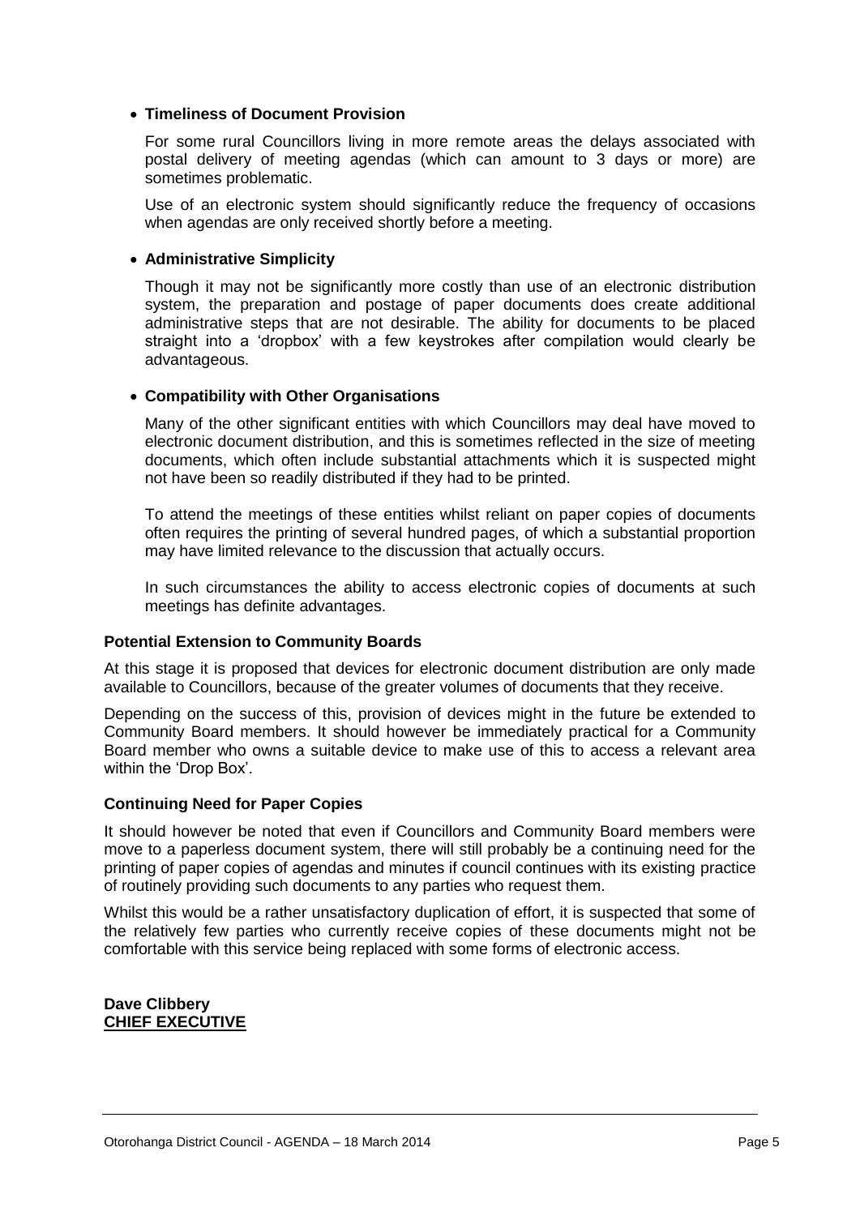- **Timeliness of Document Provision**

  For some rural Councillors living in more remote areas the delays associated with postal delivery of meeting agendas (which can amount to 3 days or more) are sometimes problematic.

  Use of an electronic system should significantly reduce the frequency of occasions when agendas are only received shortly before a meeting.

- **Administrative Simplicity**

  Though it may not be significantly more costly than use of an electronic distribution system, the preparation and postage of paper documents does create additional administrative steps that are not desirable. The ability for documents to be placed straight into a 'dropbox' with a few keystrokes after compilation would clearly be advantageous.

- **Compatibility with Other Organisations**

  Many of the other significant entities with which Councillors may deal have moved to electronic document distribution, and this is sometimes reflected in the size of meeting documents, which often include substantial attachments which it is suspected might not have been so readily distributed if they had to be printed.

  To attend the meetings of these entities whilst reliant on paper copies of documents often requires the printing of several hundred pages, of which a substantial proportion may have limited relevance to the discussion that actually occurs.

  In such circumstances the ability to access electronic copies of documents at such meetings has definite advantages.

**Potential Extension to Community Boards**

At this stage it is proposed that devices for electronic document distribution are only made available to Councillors, because of the greater volumes of documents that they receive.

Depending on the success of this, provision of devices might in the future be extended to Community Board members. It should however be immediately practical for a Community Board member who owns a suitable device to make use of this to access a relevant area within the 'Drop Box'.

**Continuing Need for Paper Copies**

It should however be noted that even if Councillors and Community Board members were move to a paperless document system, there will still probably be a continuing need for the printing of paper copies of agendas and minutes if council continues with its existing practice of routinely providing such documents to any parties who request them.

Whilst this would be a rather unsatisfactory duplication of effort, it is suspected that some of the relatively few parties who currently receive copies of these documents might not be comfortable with this service being replaced with some forms of electronic access.

**Dave Clibbery**
**CHIEF EXECUTIVE**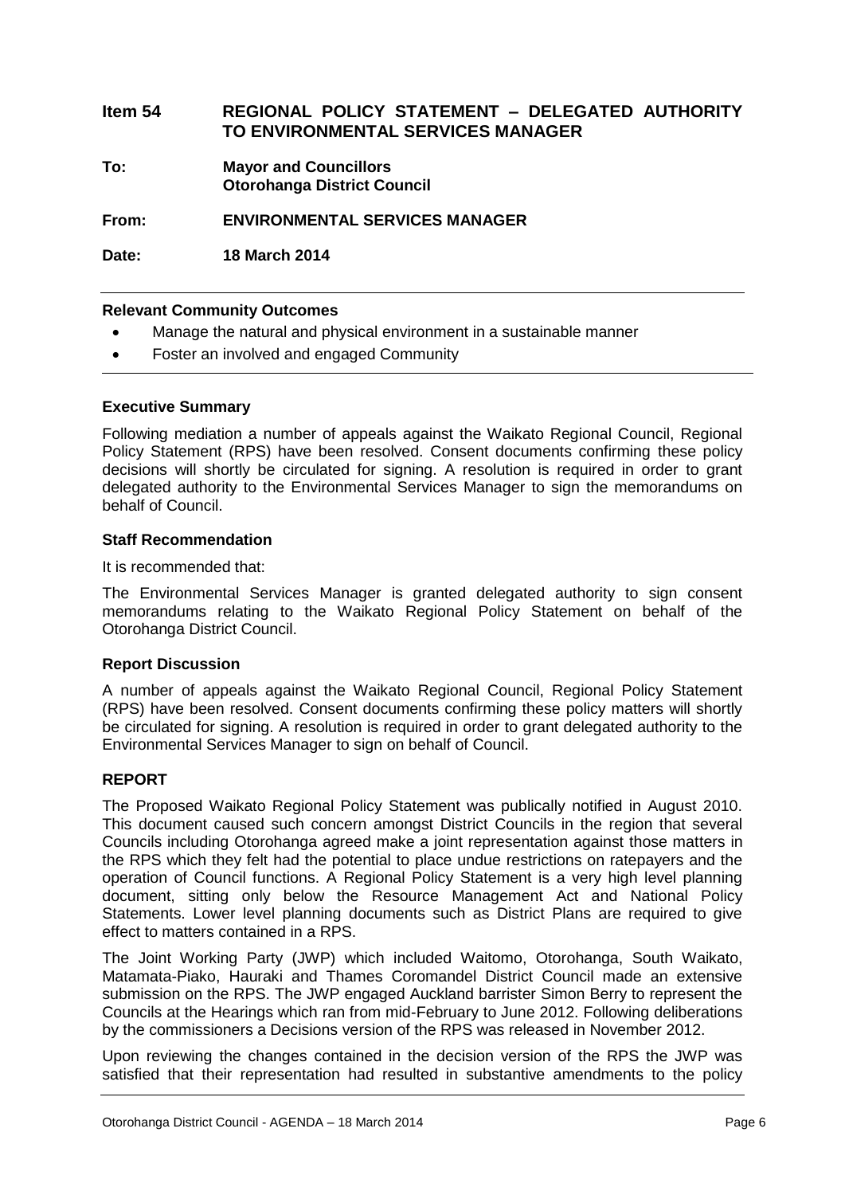## Item 54 REGIONAL POLICY STATEMENT – DELEGATED AUTHORITY TO ENVIRONMENTAL SERVICES MANAGER

**To:** **Mayor and Councillors**
**Otorohanga District Council**

**From:** **ENVIRONMENTAL SERVICES MANAGER**

**Date:** **18 March 2014**

---

**Relevant Community Outcomes**

- Manage the natural and physical environment in a sustainable manner
- Foster an involved and engaged Community

---

**Executive Summary**

Following mediation a number of appeals against the Waikato Regional Council, Regional Policy Statement (RPS) have been resolved. Consent documents confirming these policy decisions will shortly be circulated for signing. A resolution is required in order to grant delegated authority to the Environmental Services Manager to sign the memorandums on behalf of Council.

**Staff Recommendation**

It is recommended that:

The Environmental Services Manager is granted delegated authority to sign consent memorandums relating to the Waikato Regional Policy Statement on behalf of the Otorohanga District Council.

**Report Discussion**

A number of appeals against the Waikato Regional Council, Regional Policy Statement (RPS) have been resolved. Consent documents confirming these policy matters will shortly be circulated for signing. A resolution is required in order to grant delegated authority to the Environmental Services Manager to sign on behalf of Council.

**REPORT**

The Proposed Waikato Regional Policy Statement was publically notified in August 2010. This document caused such concern amongst District Councils in the region that several Councils including Otorohanga agreed make a joint representation against those matters in the RPS which they felt had the potential to place undue restrictions on ratepayers and the operation of Council functions. A Regional Policy Statement is a very high level planning document, sitting only below the Resource Management Act and National Policy Statements. Lower level planning documents such as District Plans are required to give effect to matters contained in a RPS.

The Joint Working Party (JWP) which included Waitomo, Otorohanga, South Waikato, Matamata-Piako, Hauraki and Thames Coromandel District Council made an extensive submission on the RPS. The JWP engaged Auckland barrister Simon Berry to represent the Councils at the Hearings which ran from mid-February to June 2012. Following deliberations by the commissioners a Decisions version of the RPS was released in November 2012.

Upon reviewing the changes contained in the decision version of the RPS the JWP was satisfied that their representation had resulted in substantive amendments to the policy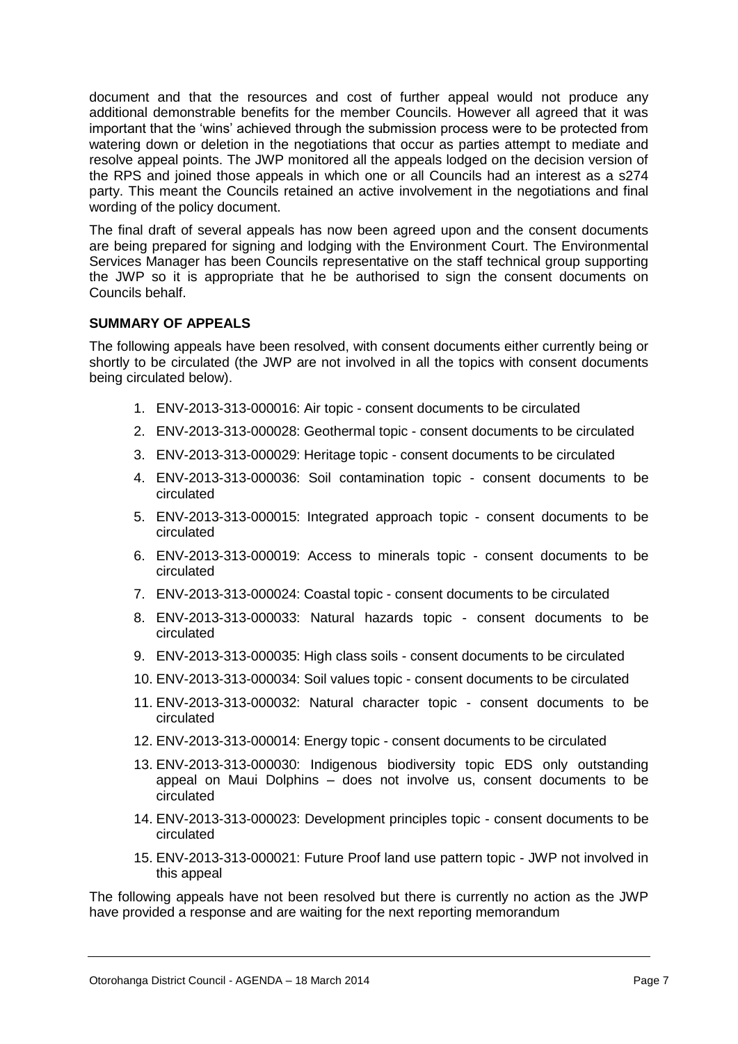document and that the resources and cost of further appeal would not produce any additional demonstrable benefits for the member Councils. However all agreed that it was important that the 'wins' achieved through the submission process were to be protected from watering down or deletion in the negotiations that occur as parties attempt to mediate and resolve appeal points. The JWP monitored all the appeals lodged on the decision version of the RPS and joined those appeals in which one or all Councils had an interest as a s274 party. This meant the Councils retained an active involvement in the negotiations and final wording of the policy document.

The final draft of several appeals has now been agreed upon and the consent documents are being prepared for signing and lodging with the Environment Court. The Environmental Services Manager has been Councils representative on the staff technical group supporting the JWP so it is appropriate that he be authorised to sign the consent documents on Councils behalf.

**SUMMARY OF APPEALS**

The following appeals have been resolved, with consent documents either currently being or shortly to be circulated (the JWP are not involved in all the topics with consent documents being circulated below).

1. ENV-2013-313-000016: Air topic - consent documents to be circulated
2. ENV-2013-313-000028: Geothermal topic - consent documents to be circulated
3. ENV-2013-313-000029: Heritage topic - consent documents to be circulated
4. ENV-2013-313-000036: Soil contamination topic - consent documents to be circulated
5. ENV-2013-313-000015: Integrated approach topic - consent documents to be circulated
6. ENV-2013-313-000019: Access to minerals topic - consent documents to be circulated
7. ENV-2013-313-000024: Coastal topic - consent documents to be circulated
8. ENV-2013-313-000033: Natural hazards topic - consent documents to be circulated
9. ENV-2013-313-000035: High class soils - consent documents to be circulated
10. ENV-2013-313-000034: Soil values topic - consent documents to be circulated
11. ENV-2013-313-000032: Natural character topic - consent documents to be circulated
12. ENV-2013-313-000014: Energy topic - consent documents to be circulated
13. ENV-2013-313-000030: Indigenous biodiversity topic EDS only outstanding appeal on Maui Dolphins – does not involve us, consent documents to be circulated
14. ENV-2013-313-000023: Development principles topic - consent documents to be circulated
15. ENV-2013-313-000021: Future Proof land use pattern topic - JWP not involved in this appeal

The following appeals have not been resolved but there is currently no action as the JWP have provided a response and are waiting for the next reporting memorandum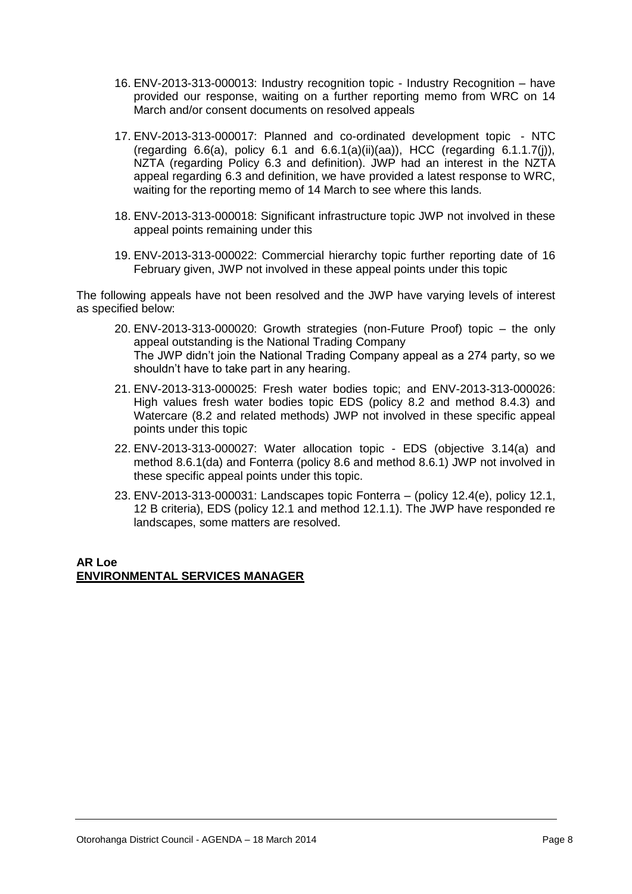16. ENV-2013-313-000013: Industry recognition topic - Industry Recognition – have provided our response, waiting on a further reporting memo from WRC on 14 March and/or consent documents on resolved appeals

17. ENV-2013-313-000017: Planned and co-ordinated development topic - NTC (regarding 6.6(a), policy 6.1 and 6.6.1(a)(ii)(aa)), HCC (regarding 6.1.1.7(j)), NZTA (regarding Policy 6.3 and definition). JWP had an interest in the NZTA appeal regarding 6.3 and definition, we have provided a latest response to WRC, waiting for the reporting memo of 14 March to see where this lands.

18. ENV-2013-313-000018: Significant infrastructure topic JWP not involved in these appeal points remaining under this

19. ENV-2013-313-000022: Commercial hierarchy topic further reporting date of 16 February given, JWP not involved in these appeal points under this topic

The following appeals have not been resolved and the JWP have varying levels of interest as specified below:

20. ENV-2013-313-000020: Growth strategies (non-Future Proof) topic – the only appeal outstanding is the National Trading Company
    The JWP didn't join the National Trading Company appeal as a 274 party, so we shouldn't have to take part in any hearing.

21. ENV-2013-313-000025: Fresh water bodies topic; and ENV-2013-313-000026: High values fresh water bodies topic EDS (policy 8.2 and method 8.4.3) and Watercare (8.2 and related methods) JWP not involved in these specific appeal points under this topic

22. ENV-2013-313-000027: Water allocation topic - EDS (objective 3.14(a) and method 8.6.1(da) and Fonterra (policy 8.6 and method 8.6.1) JWP not involved in these specific appeal points under this topic.

23. ENV-2013-313-000031: Landscapes topic Fonterra – (policy 12.4(e), policy 12.1, 12 B criteria), EDS (policy 12.1 and method 12.1.1). The JWP have responded re landscapes, some matters are resolved.

**AR Loe**
**ENVIRONMENTAL SERVICES MANAGER**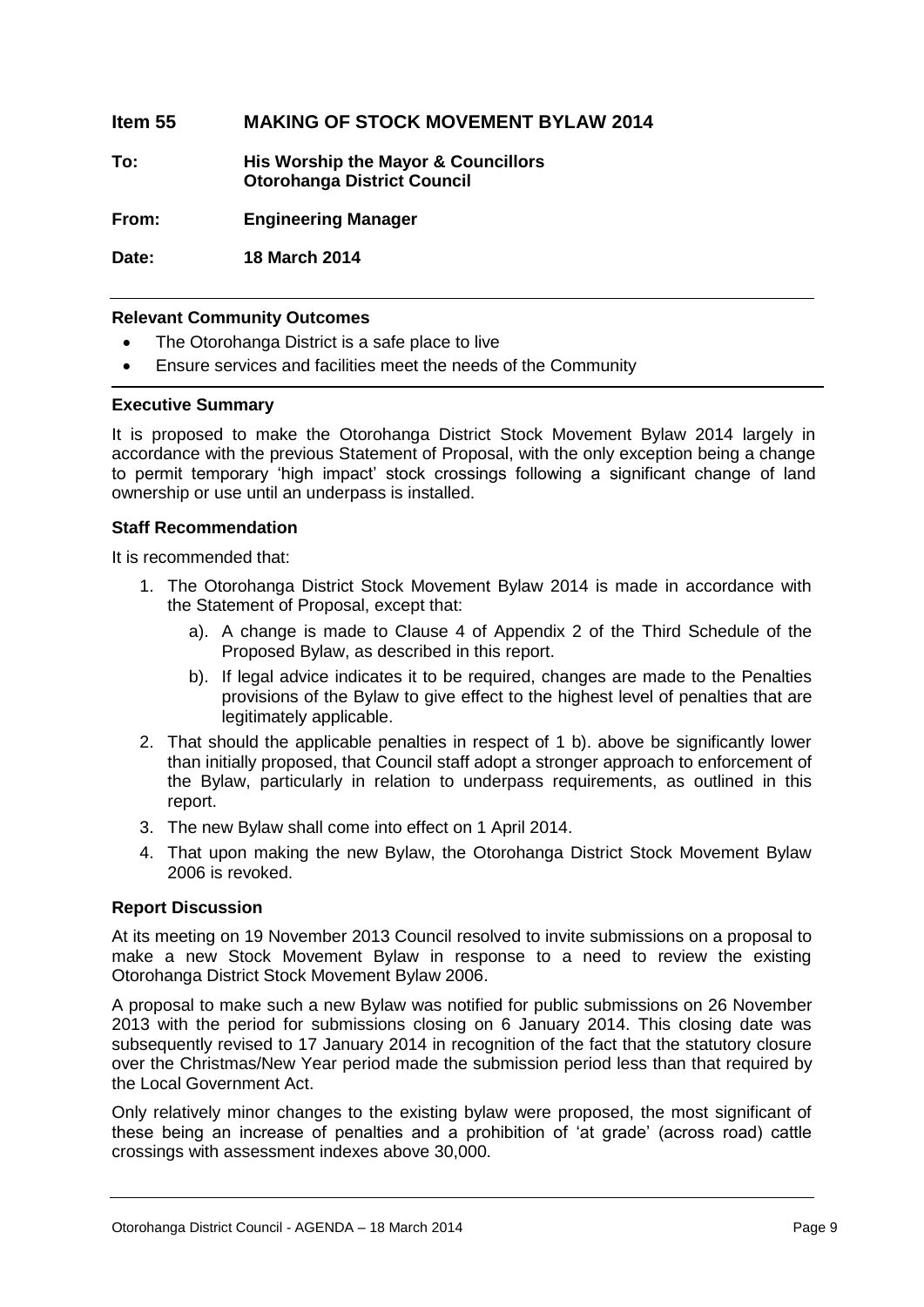## Item 55 MAKING OF STOCK MOVEMENT BYLAW 2014

**To:** His Worship the Mayor & Councillors
Otorohanga District Council

**From:** Engineering Manager

**Date:** 18 March 2014

---

**Relevant Community Outcomes**

- The Otorohanga District is a safe place to live
- Ensure services and facilities meet the needs of the Community

---

**Executive Summary**

It is proposed to make the Otorohanga District Stock Movement Bylaw 2014 largely in accordance with the previous Statement of Proposal, with the only exception being a change to permit temporary 'high impact' stock crossings following a significant change of land ownership or use until an underpass is installed.

**Staff Recommendation**

It is recommended that:

1. The Otorohanga District Stock Movement Bylaw 2014 is made in accordance with the Statement of Proposal, except that:
   a). A change is made to Clause 4 of Appendix 2 of the Third Schedule of the Proposed Bylaw, as described in this report.
   b). If legal advice indicates it to be required, changes are made to the Penalties provisions of the Bylaw to give effect to the highest level of penalties that are legitimately applicable.
2. That should the applicable penalties in respect of 1 b). above be significantly lower than initially proposed, that Council staff adopt a stronger approach to enforcement of the Bylaw, particularly in relation to underpass requirements, as outlined in this report.
3. The new Bylaw shall come into effect on 1 April 2014.
4. That upon making the new Bylaw, the Otorohanga District Stock Movement Bylaw 2006 is revoked.

**Report Discussion**

At its meeting on 19 November 2013 Council resolved to invite submissions on a proposal to make a new Stock Movement Bylaw in response to a need to review the existing Otorohanga District Stock Movement Bylaw 2006.

A proposal to make such a new Bylaw was notified for public submissions on 26 November 2013 with the period for submissions closing on 6 January 2014. This closing date was subsequently revised to 17 January 2014 in recognition of the fact that the statutory closure over the Christmas/New Year period made the submission period less than that required by the Local Government Act.

Only relatively minor changes to the existing bylaw were proposed, the most significant of these being an increase of penalties and a prohibition of 'at grade' (across road) cattle crossings with assessment indexes above 30,000.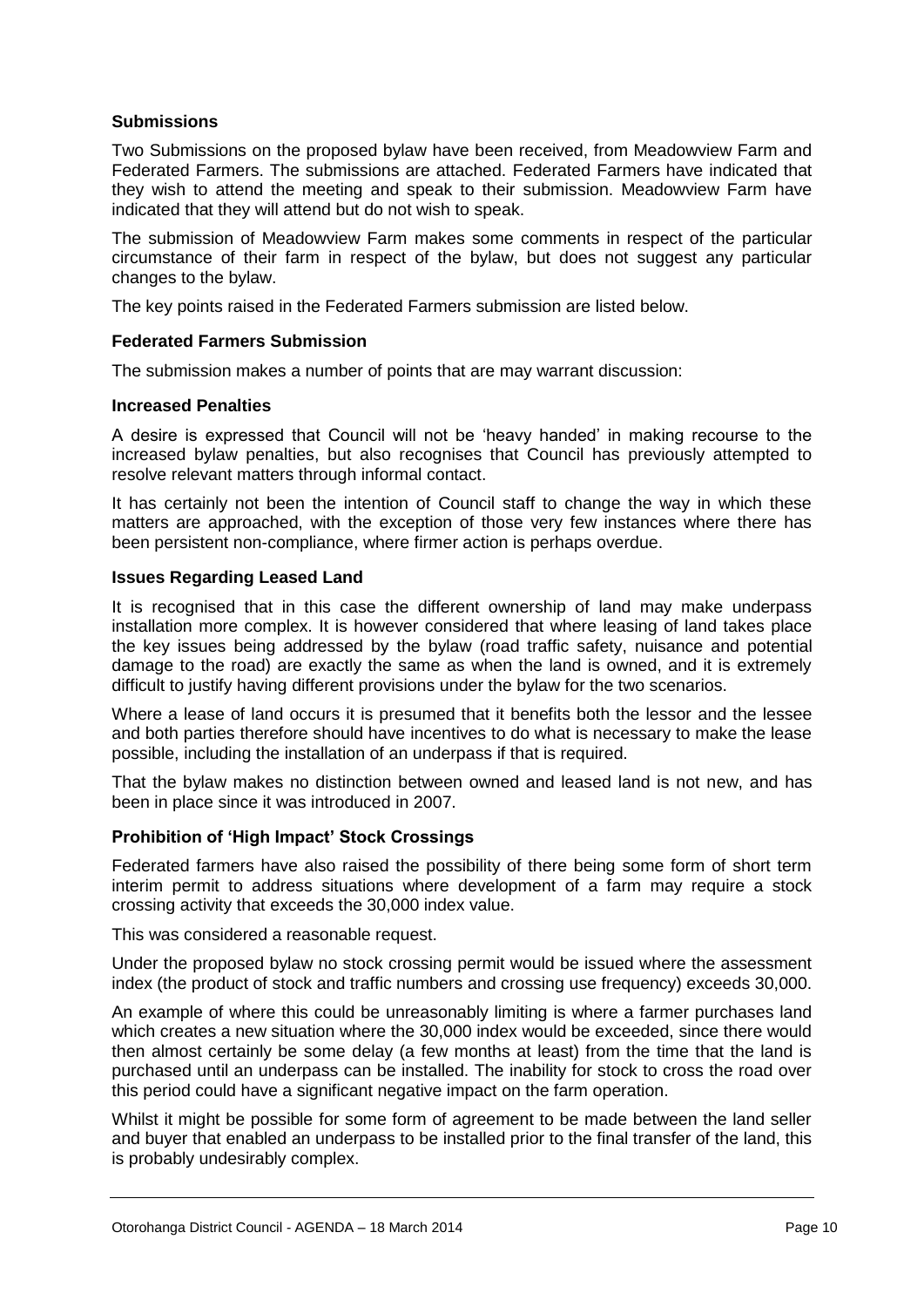### Submissions

Two Submissions on the proposed bylaw have been received, from Meadowview Farm and Federated Farmers. The submissions are attached. Federated Farmers have indicated that they wish to attend the meeting and speak to their submission. Meadowview Farm have indicated that they will attend but do not wish to speak.

The submission of Meadowview Farm makes some comments in respect of the particular circumstance of their farm in respect of the bylaw, but does not suggest any particular changes to the bylaw.

The key points raised in the Federated Farmers submission are listed below.

### Federated Farmers Submission

The submission makes a number of points that are may warrant discussion:

#### Increased Penalties

A desire is expressed that Council will not be 'heavy handed' in making recourse to the increased bylaw penalties, but also recognises that Council has previously attempted to resolve relevant matters through informal contact.

It has certainly not been the intention of Council staff to change the way in which these matters are approached, with the exception of those very few instances where there has been persistent non-compliance, where firmer action is perhaps overdue.

#### Issues Regarding Leased Land

It is recognised that in this case the different ownership of land may make underpass installation more complex. It is however considered that where leasing of land takes place the key issues being addressed by the bylaw (road traffic safety, nuisance and potential damage to the road) are exactly the same as when the land is owned, and it is extremely difficult to justify having different provisions under the bylaw for the two scenarios.

Where a lease of land occurs it is presumed that it benefits both the lessor and the lessee and both parties therefore should have incentives to do what is necessary to make the lease possible, including the installation of an underpass if that is required.

That the bylaw makes no distinction between owned and leased land is not new, and has been in place since it was introduced in 2007.

#### Prohibition of 'High Impact' Stock Crossings

Federated farmers have also raised the possibility of there being some form of short term interim permit to address situations where development of a farm may require a stock crossing activity that exceeds the 30,000 index value.

This was considered a reasonable request.

Under the proposed bylaw no stock crossing permit would be issued where the assessment index (the product of stock and traffic numbers and crossing use frequency) exceeds 30,000.

An example of where this could be unreasonably limiting is where a farmer purchases land which creates a new situation where the 30,000 index would be exceeded, since there would then almost certainly be some delay (a few months at least) from the time that the land is purchased until an underpass can be installed. The inability for stock to cross the road over this period could have a significant negative impact on the farm operation.

Whilst it might be possible for some form of agreement to be made between the land seller and buyer that enabled an underpass to be installed prior to the final transfer of the land, this is probably undesirably complex.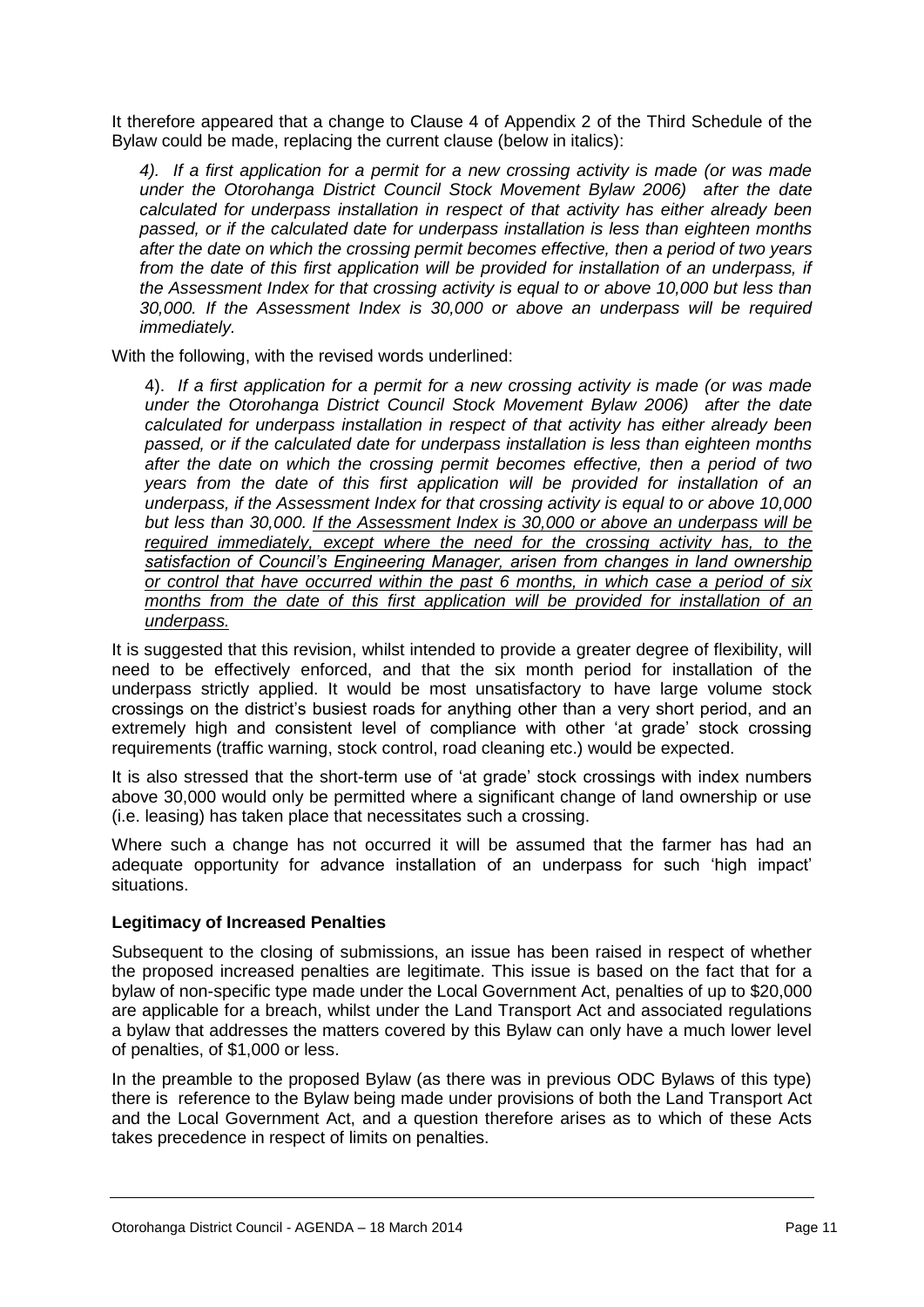It therefore appeared that a change to Clause 4 of Appendix 2 of the Third Schedule of the Bylaw could be made, replacing the current clause (below in italics):

> *4). If a first application for a permit for a new crossing activity is made (or was made under the Otorohanga District Council Stock Movement Bylaw 2006) after the date calculated for underpass installation in respect of that activity has either already been passed, or if the calculated date for underpass installation is less than eighteen months after the date on which the crossing permit becomes effective, then a period of two years from the date of this first application will be provided for installation of an underpass, if the Assessment Index for that crossing activity is equal to or above 10,000 but less than 30,000. If the Assessment Index is 30,000 or above an underpass will be required immediately.*

With the following, with the revised words underlined:

> 4). *If a first application for a permit for a new crossing activity is made (or was made under the Otorohanga District Council Stock Movement Bylaw 2006) after the date calculated for underpass installation in respect of that activity has either already been passed, or if the calculated date for underpass installation is less than eighteen months after the date on which the crossing permit becomes effective, then a period of two years from the date of this first application will be provided for installation of an underpass, if the Assessment Index for that crossing activity is equal to or above 10,000 but less than 30,000. <u>If the Assessment Index is 30,000 or above an underpass will be required immediately, except where the need for the crossing activity has, to the satisfaction of Council's Engineering Manager, arisen from changes in land ownership or control that have occurred within the past 6 months, in which case a period of six months from the date of this first application will be provided for installation of an underpass.</u>*

It is suggested that this revision, whilst intended to provide a greater degree of flexibility, will need to be effectively enforced, and that the six month period for installation of the underpass strictly applied. It would be most unsatisfactory to have large volume stock crossings on the district's busiest roads for anything other than a very short period, and an extremely high and consistent level of compliance with other 'at grade' stock crossing requirements (traffic warning, stock control, road cleaning etc.) would be expected.

It is also stressed that the short-term use of 'at grade' stock crossings with index numbers above 30,000 would only be permitted where a significant change of land ownership or use (i.e. leasing) has taken place that necessitates such a crossing.

Where such a change has not occurred it will be assumed that the farmer has had an adequate opportunity for advance installation of an underpass for such 'high impact' situations.

**Legitimacy of Increased Penalties**

Subsequent to the closing of submissions, an issue has been raised in respect of whether the proposed increased penalties are legitimate. This issue is based on the fact that for a bylaw of non-specific type made under the Local Government Act, penalties of up to $20,000 are applicable for a breach, whilst under the Land Transport Act and associated regulations a bylaw that addresses the matters covered by this Bylaw can only have a much lower level of penalties, of $1,000 or less.

In the preamble to the proposed Bylaw (as there was in previous ODC Bylaws of this type) there is reference to the Bylaw being made under provisions of both the Land Transport Act and the Local Government Act, and a question therefore arises as to which of these Acts takes precedence in respect of limits on penalties.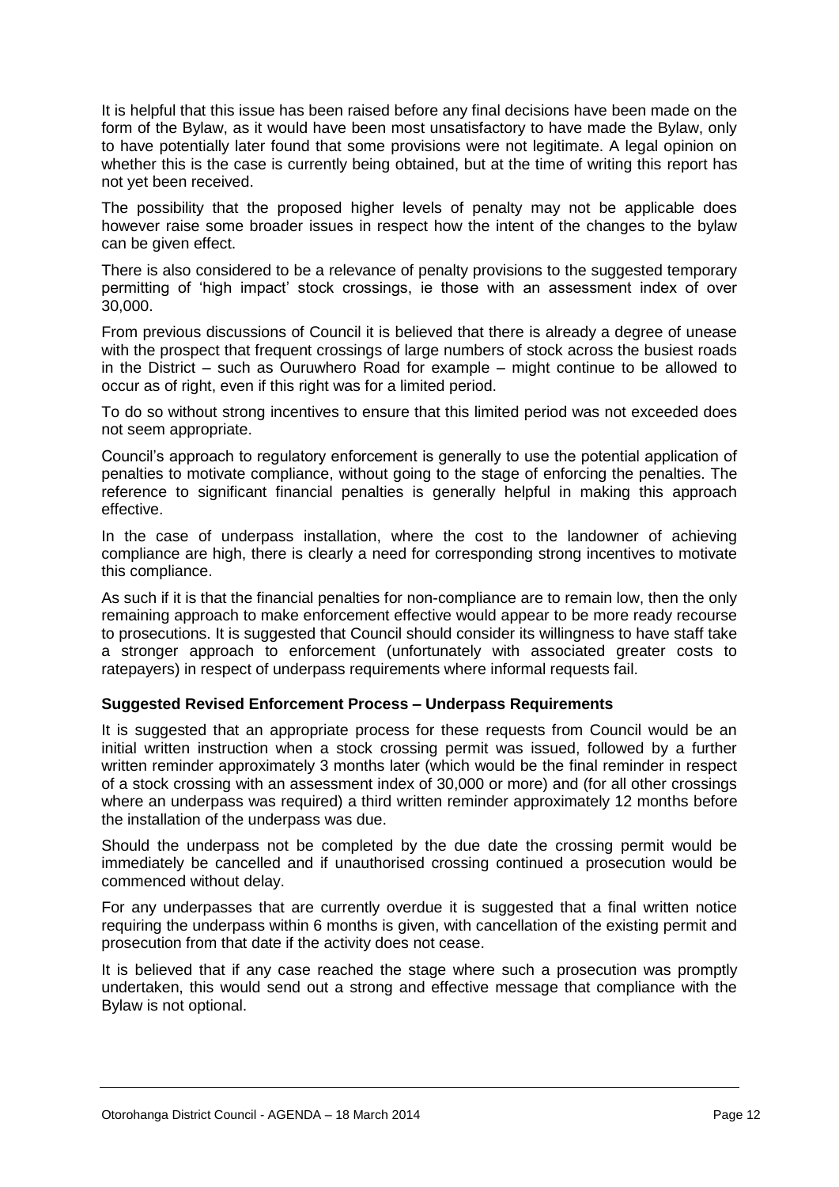It is helpful that this issue has been raised before any final decisions have been made on the form of the Bylaw, as it would have been most unsatisfactory to have made the Bylaw, only to have potentially later found that some provisions were not legitimate. A legal opinion on whether this is the case is currently being obtained, but at the time of writing this report has not yet been received.

The possibility that the proposed higher levels of penalty may not be applicable does however raise some broader issues in respect how the intent of the changes to the bylaw can be given effect.

There is also considered to be a relevance of penalty provisions to the suggested temporary permitting of 'high impact' stock crossings, ie those with an assessment index of over 30,000.

From previous discussions of Council it is believed that there is already a degree of unease with the prospect that frequent crossings of large numbers of stock across the busiest roads in the District – such as Ouruwhero Road for example – might continue to be allowed to occur as of right, even if this right was for a limited period.

To do so without strong incentives to ensure that this limited period was not exceeded does not seem appropriate.

Council's approach to regulatory enforcement is generally to use the potential application of penalties to motivate compliance, without going to the stage of enforcing the penalties. The reference to significant financial penalties is generally helpful in making this approach effective.

In the case of underpass installation, where the cost to the landowner of achieving compliance are high, there is clearly a need for corresponding strong incentives to motivate this compliance.

As such if it is that the financial penalties for non-compliance are to remain low, then the only remaining approach to make enforcement effective would appear to be more ready recourse to prosecutions. It is suggested that Council should consider its willingness to have staff take a stronger approach to enforcement (unfortunately with associated greater costs to ratepayers) in respect of underpass requirements where informal requests fail.

**Suggested Revised Enforcement Process – Underpass Requirements**

It is suggested that an appropriate process for these requests from Council would be an initial written instruction when a stock crossing permit was issued, followed by a further written reminder approximately 3 months later (which would be the final reminder in respect of a stock crossing with an assessment index of 30,000 or more) and (for all other crossings where an underpass was required) a third written reminder approximately 12 months before the installation of the underpass was due.

Should the underpass not be completed by the due date the crossing permit would be immediately be cancelled and if unauthorised crossing continued a prosecution would be commenced without delay.

For any underpasses that are currently overdue it is suggested that a final written notice requiring the underpass within 6 months is given, with cancellation of the existing permit and prosecution from that date if the activity does not cease.

It is believed that if any case reached the stage where such a prosecution was promptly undertaken, this would send out a strong and effective message that compliance with the Bylaw is not optional.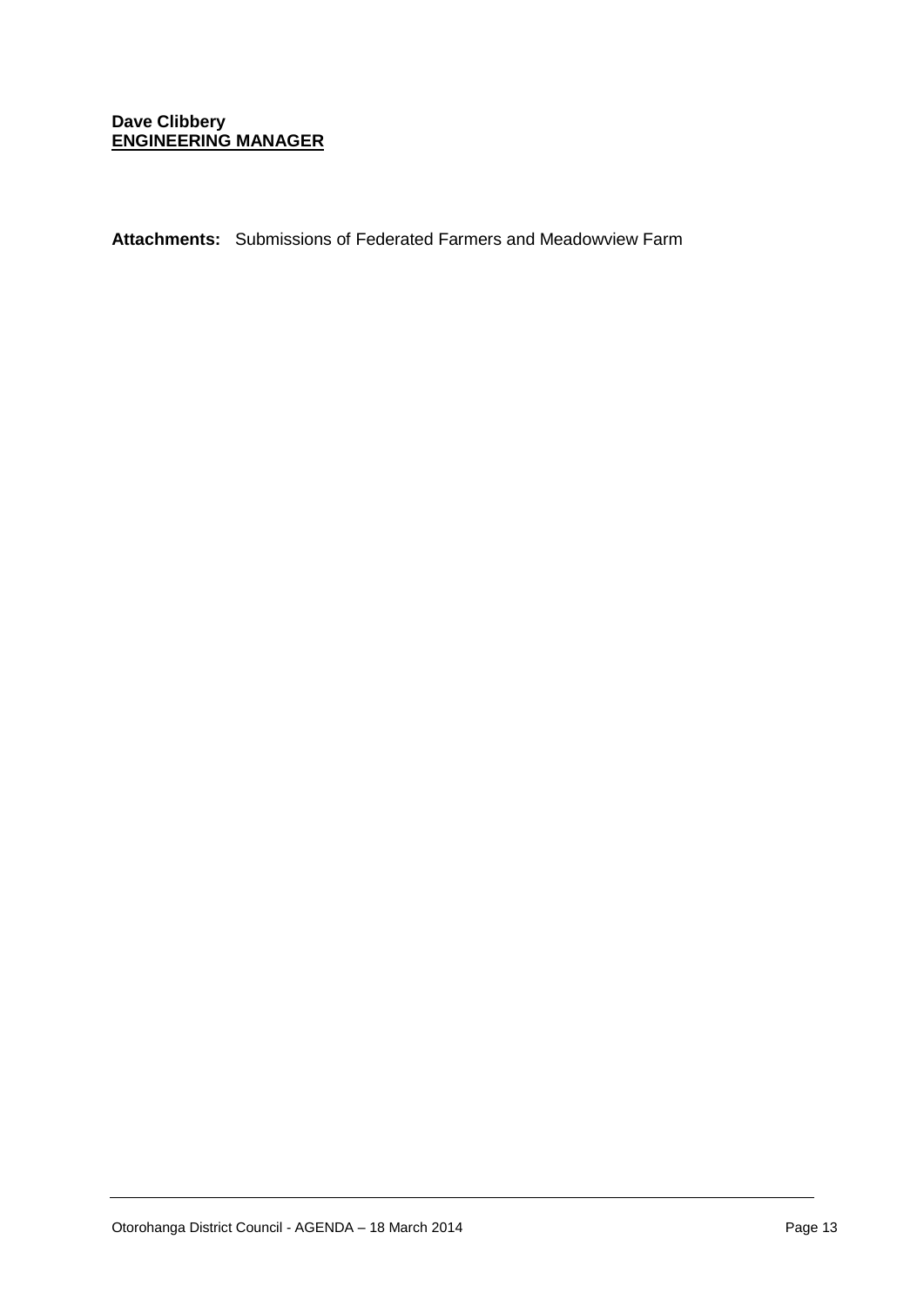**Dave Clibbery**
**ENGINEERING MANAGER**

**Attachments:** Submissions of Federated Farmers and Meadowview Farm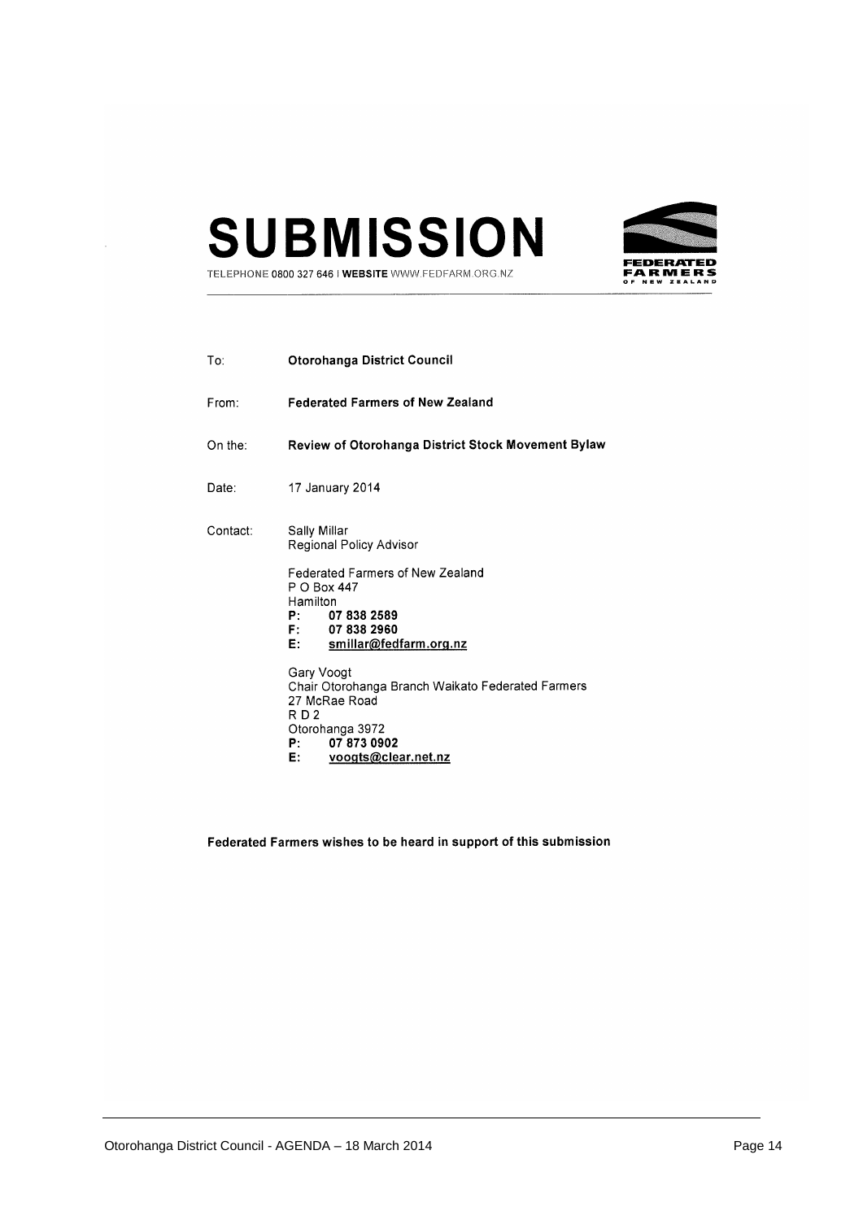# SUBMISSION

TELEPHONE 0800 327 646 | WEBSITE WWW.FEDFARM.ORG.NZ

FEDERATED FARMERS OF NEW ZEALAND

---

To: **Otorohanga District Council**

From: **Federated Farmers of New Zealand**

On the: **Review of Otorohanga District Stock Movement Bylaw**

Date: 17 January 2014

Contact: Sally Millar
Regional Policy Advisor

Federated Farmers of New Zealand
P O Box 447
Hamilton
**P: 07 838 2589**
**F: 07 838 2960**
**E: smillar@fedfarm.org.nz**

Gary Voogt
Chair Otorohanga Branch Waikato Federated Farmers
27 McRae Road
R D 2
Otorohanga 3972
**P: 07 873 0902**
**E: voogts@clear.net.nz**

**Federated Farmers wishes to be heard in support of this submission**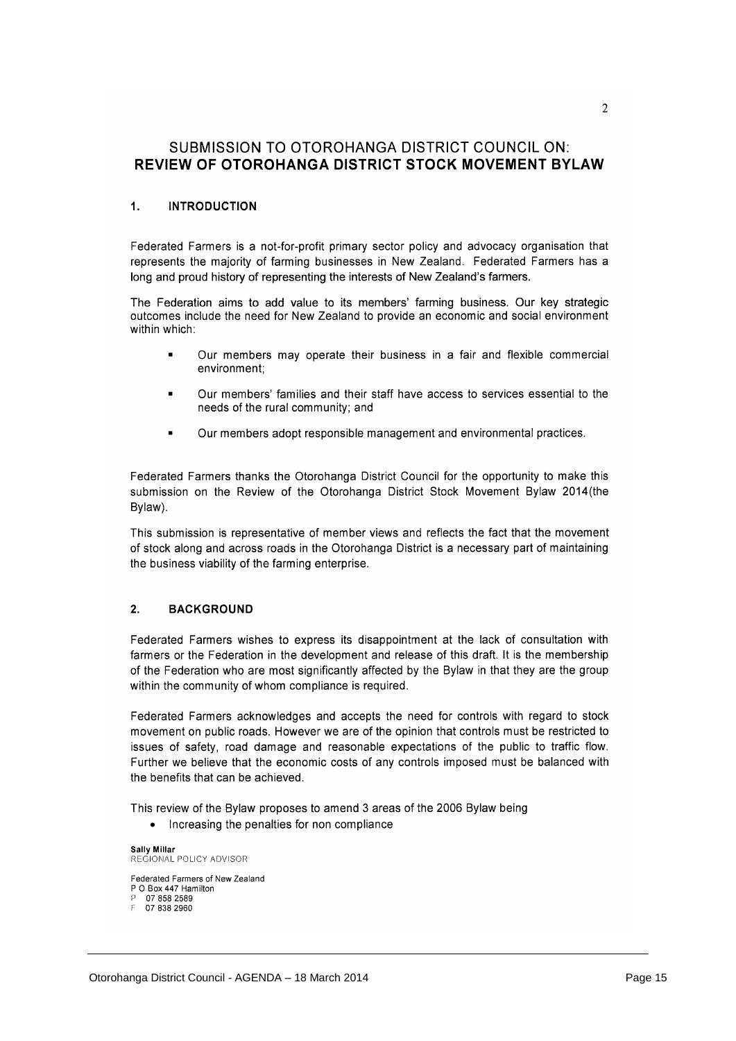# SUBMISSION TO OTOROHANGA DISTRICT COUNCIL ON:
# REVIEW OF OTOROHANGA DISTRICT STOCK MOVEMENT BYLAW

## 1. INTRODUCTION

Federated Farmers is a not-for-profit primary sector policy and advocacy organisation that represents the majority of farming businesses in New Zealand. Federated Farmers has a long and proud history of representing the interests of New Zealand's farmers.

The Federation aims to add value to its members' farming business. Our key strategic outcomes include the need for New Zealand to provide an economic and social environment within which:

- Our members may operate their business in a fair and flexible commercial environment;
- Our members' families and their staff have access to services essential to the needs of the rural community; and
- Our members adopt responsible management and environmental practices.

Federated Farmers thanks the Otorohanga District Council for the opportunity to make this submission on the Review of the Otorohanga District Stock Movement Bylaw 2014(the Bylaw).

This submission is representative of member views and reflects the fact that the movement of stock along and across roads in the Otorohanga District is a necessary part of maintaining the business viability of the farming enterprise.

## 2. BACKGROUND

Federated Farmers wishes to express its disappointment at the lack of consultation with farmers or the Federation in the development and release of this draft. It is the membership of the Federation who are most significantly affected by the Bylaw in that they are the group within the community of whom compliance is required.

Federated Farmers acknowledges and accepts the need for controls with regard to stock movement on public roads. However we are of the opinion that controls must be restricted to issues of safety, road damage and reasonable expectations of the public to traffic flow. Further we believe that the economic costs of any controls imposed must be balanced with the benefits that can be achieved.

This review of the Bylaw proposes to amend 3 areas of the 2006 Bylaw being

- Increasing the penalties for non compliance

**Sally Millar**
REGIONAL POLICY ADVISOR

Federated Farmers of New Zealand
P O Box 447 Hamilton
P 07 858 2589
F 07 838 2960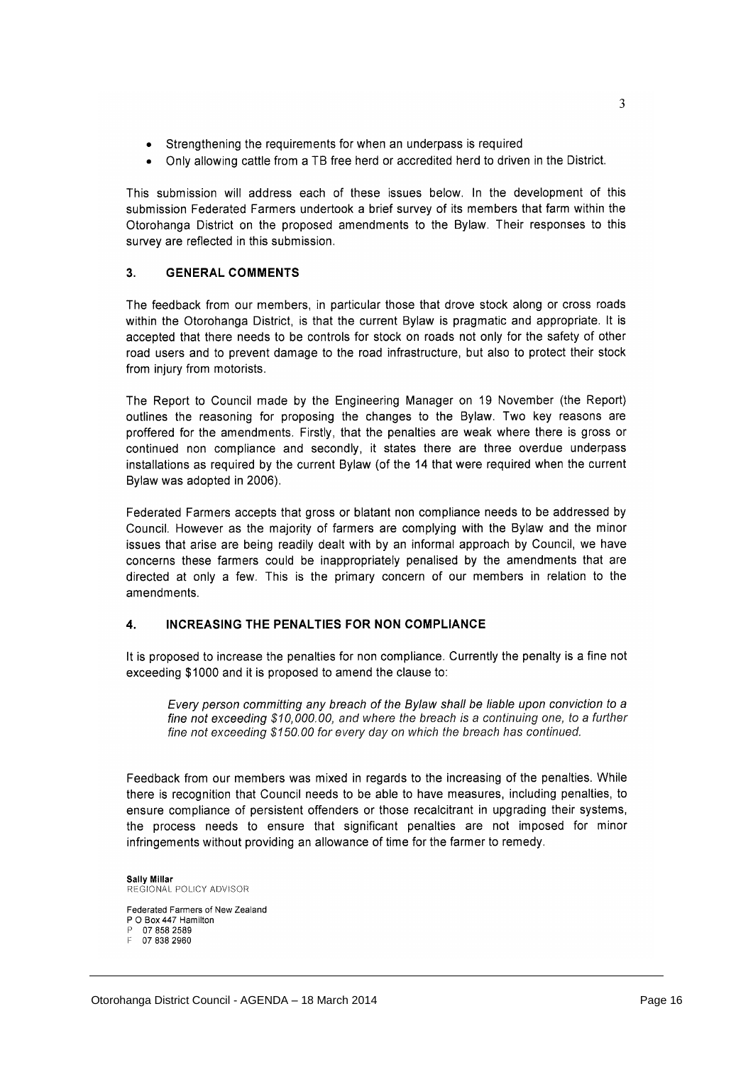- Strengthening the requirements for when an underpass is required
- Only allowing cattle from a TB free herd or accredited herd to driven in the District.

This submission will address each of these issues below. In the development of this submission Federated Farmers undertook a brief survey of its members that farm within the Otorohanga District on the proposed amendments to the Bylaw. Their responses to this survey are reflected in this submission.

## 3. GENERAL COMMENTS

The feedback from our members, in particular those that drove stock along or cross roads within the Otorohanga District, is that the current Bylaw is pragmatic and appropriate. It is accepted that there needs to be controls for stock on roads not only for the safety of other road users and to prevent damage to the road infrastructure, but also to protect their stock from injury from motorists.

The Report to Council made by the Engineering Manager on 19 November (the Report) outlines the reasoning for proposing the changes to the Bylaw. Two key reasons are proffered for the amendments. Firstly, that the penalties are weak where there is gross or continued non compliance and secondly, it states there are three overdue underpass installations as required by the current Bylaw (of the 14 that were required when the current Bylaw was adopted in 2006).

Federated Farmers accepts that gross or blatant non compliance needs to be addressed by Council. However as the majority of farmers are complying with the Bylaw and the minor issues that arise are being readily dealt with by an informal approach by Council, we have concerns these farmers could be inappropriately penalised by the amendments that are directed at only a few. This is the primary concern of our members in relation to the amendments.

## 4. INCREASING THE PENALTIES FOR NON COMPLIANCE

It is proposed to increase the penalties for non compliance. Currently the penalty is a fine not exceeding $1000 and it is proposed to amend the clause to:

> *Every person committing any breach of the Bylaw shall be liable upon conviction to a fine not exceeding $10,000.00, and where the breach is a continuing one, to a further fine not exceeding $150.00 for every day on which the breach has continued.*

Feedback from our members was mixed in regards to the increasing of the penalties. While there is recognition that Council needs to be able to have measures, including penalties, to ensure compliance of persistent offenders or those recalcitrant in upgrading their systems, the process needs to ensure that significant penalties are not imposed for minor infringements without providing an allowance of time for the farmer to remedy.

**Sally Millar**
REGIONAL POLICY ADVISOR

Federated Farmers of New Zealand
P O Box 447 Hamilton
P 07 858 2589
F 07 838 2960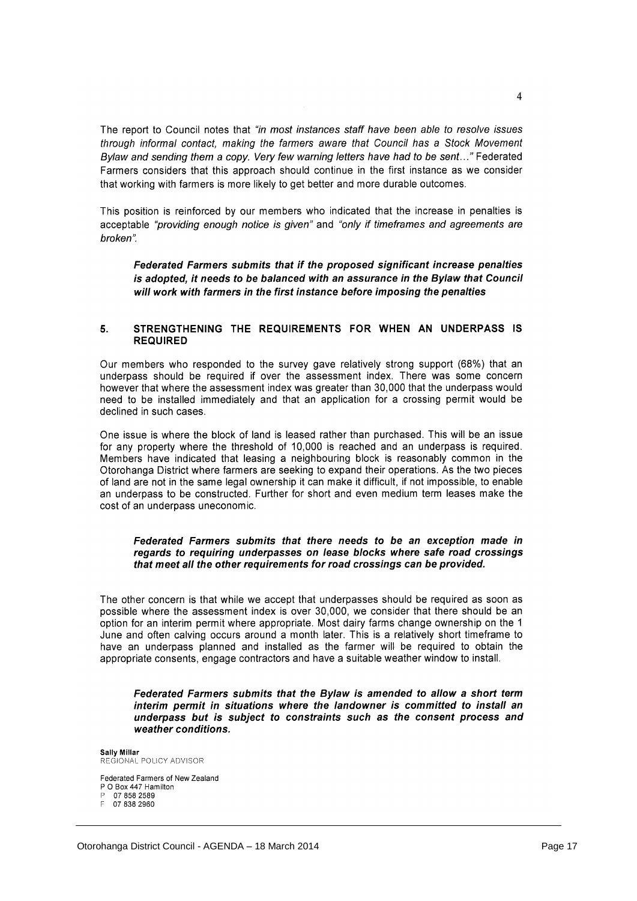The report to Council notes that *"in most instances staff have been able to resolve issues through informal contact, making the farmers aware that Council has a Stock Movement Bylaw and sending them a copy. Very few warning letters have had to be sent…"* Federated Farmers considers that this approach should continue in the first instance as we consider that working with farmers is more likely to get better and more durable outcomes.

This position is reinforced by our members who indicated that the increase in penalties is acceptable *"providing enough notice is given"* and *"only if timeframes and agreements are broken"*.

> ***Federated Farmers submits that if the proposed significant increase penalties is adopted, it needs to be balanced with an assurance in the Bylaw that Council will work with farmers in the first instance before imposing the penalties***

## 5. STRENGTHENING THE REQUIREMENTS FOR WHEN AN UNDERPASS IS REQUIRED

Our members who responded to the survey gave relatively strong support (68%) that an underpass should be required if over the assessment index. There was some concern however that where the assessment index was greater than 30,000 that the underpass would need to be installed immediately and that an application for a crossing permit would be declined in such cases.

One issue is where the block of land is leased rather than purchased. This will be an issue for any property where the threshold of 10,000 is reached and an underpass is required. Members have indicated that leasing a neighbouring block is reasonably common in the Otorohanga District where farmers are seeking to expand their operations. As the two pieces of land are not in the same legal ownership it can make it difficult, if not impossible, to enable an underpass to be constructed. Further for short and even medium term leases make the cost of an underpass uneconomic.

> ***Federated Farmers submits that there needs to be an exception made in regards to requiring underpasses on lease blocks where safe road crossings that meet all the other requirements for road crossings can be provided.***

The other concern is that while we accept that underpasses should be required as soon as possible where the assessment index is over 30,000, we consider that there should be an option for an interim permit where appropriate. Most dairy farms change ownership on the 1 June and often calving occurs around a month later. This is a relatively short timeframe to have an underpass planned and installed as the farmer will be required to obtain the appropriate consents, engage contractors and have a suitable weather window to install.

> ***Federated Farmers submits that the Bylaw is amended to allow a short term interim permit in situations where the landowner is committed to install an underpass but is subject to constraints such as the consent process and weather conditions.***

**Sally Millar**
REGIONAL POLICY ADVISOR

Federated Farmers of New Zealand
P O Box 447 Hamilton
P 07 858 2589
F 07 838 2960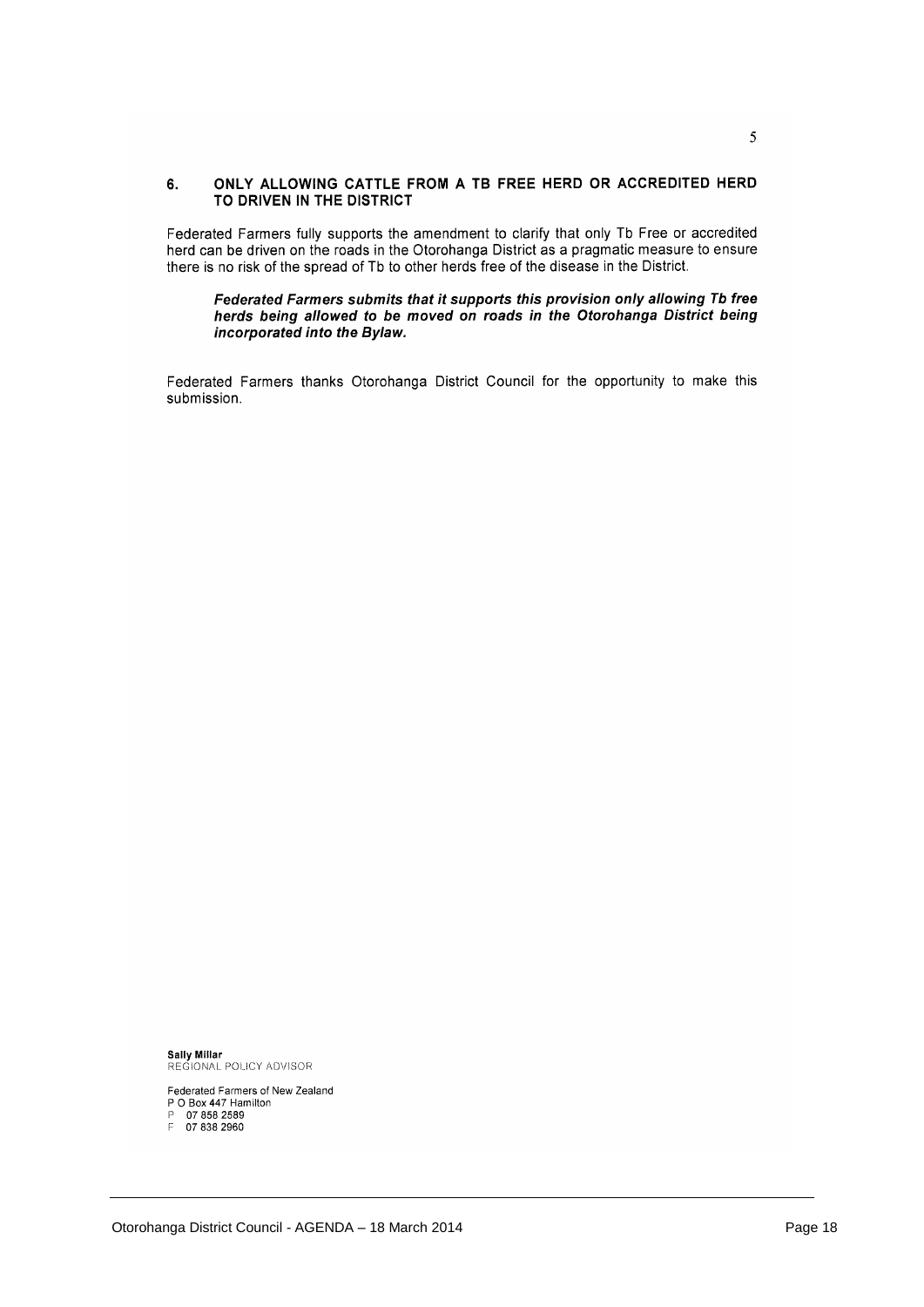## 6. ONLY ALLOWING CATTLE FROM A TB FREE HERD OR ACCREDITED HERD TO DRIVEN IN THE DISTRICT

Federated Farmers fully supports the amendment to clarify that only Tb Free or accredited herd can be driven on the roads in the Otorohanga District as a pragmatic measure to ensure there is no risk of the spread of Tb to other herds free of the disease in the District.

> ***Federated Farmers submits that it supports this provision only allowing Tb free herds being allowed to be moved on roads in the Otorohanga District being incorporated into the Bylaw.***

Federated Farmers thanks Otorohanga District Council for the opportunity to make this submission.

**Sally Millar**
REGIONAL POLICY ADVISOR

Federated Farmers of New Zealand
P O Box 447 Hamilton
P 07 858 2589
F 07 838 2960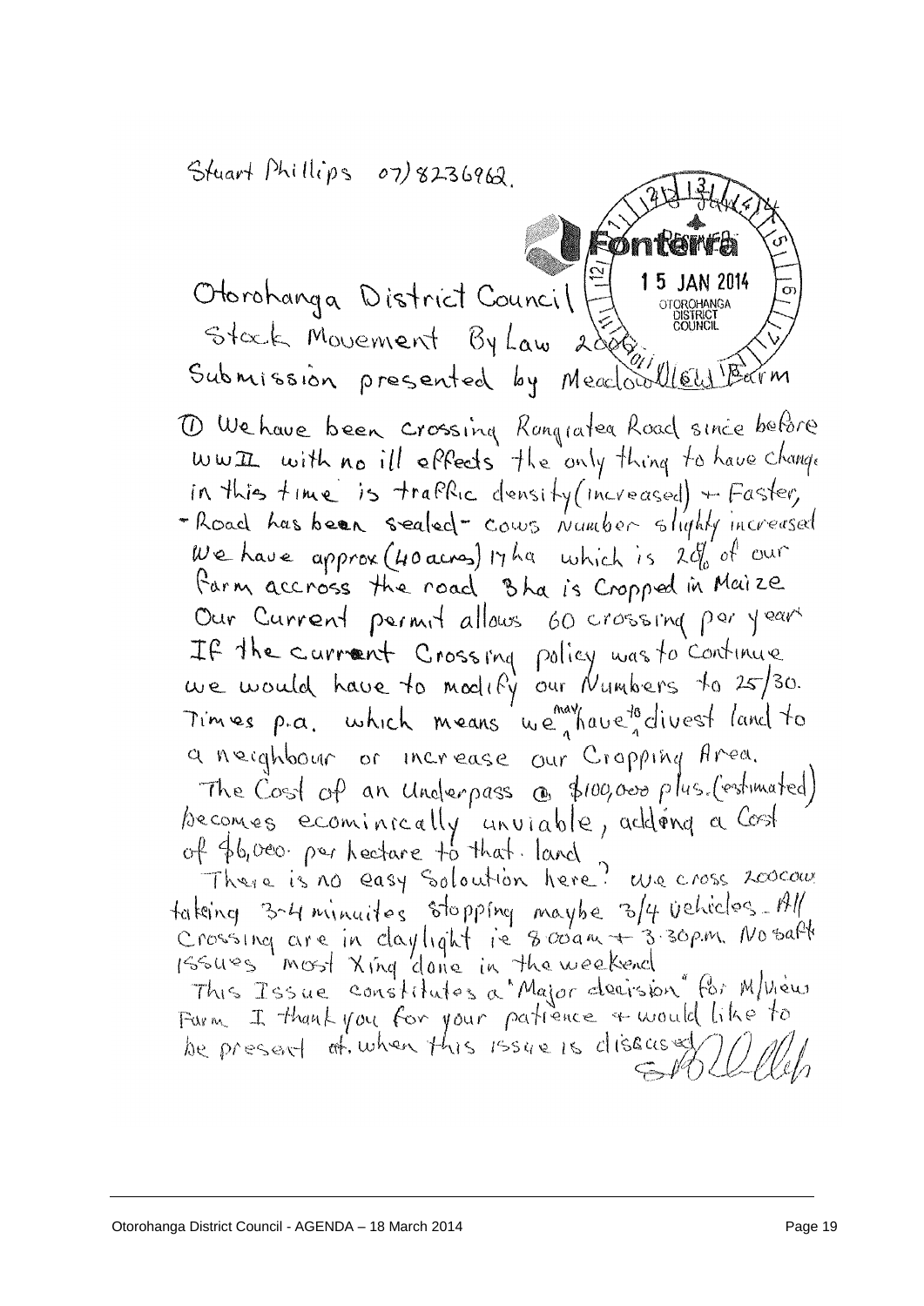Stuart Phillips 07) 8236962.

RECEIVED 15 JAN 2014 OTOROHANGA DISTRICT COUNCIL

Otorohanga District Council
Stock Movement By Law 2006
Submission presented by Meadowview Farm

1. We have been crossing Rangiatea Road since before WWII with no ill effects the only thing to have change in this time is traffic density (increased) + Faster, - Road has been sealed - cows number slightly increased
We have approx (40 acres) 17 ha which is 20% of our farm accross the road 3 ha is Cropped in Maize
Our Current permit allows 60 crossing per year
If the current Crossing policy was to continue we would have to modify our Numbers to 25/30. Times p.a. which means we may have to divest land to a neighbour or increase our Cropping Area.
The Cost of an Underpass @ $100,000 plus. (estimated) becomes ecominically unviable, adding a Cost of $6,000. per hectare to that land.
There is no easy Soloution here? We cross 200 cows taking 3-4 minuites stopping maybe 3/4 vehicles. All Crossing are in daylight ie 8.00am + 3.30pm. No safety issues most Xing done in the weekend
This Issue constitutes a "Major decision" for M/view Farm. I thank you for your patience + would like to be present at when this issue is discussed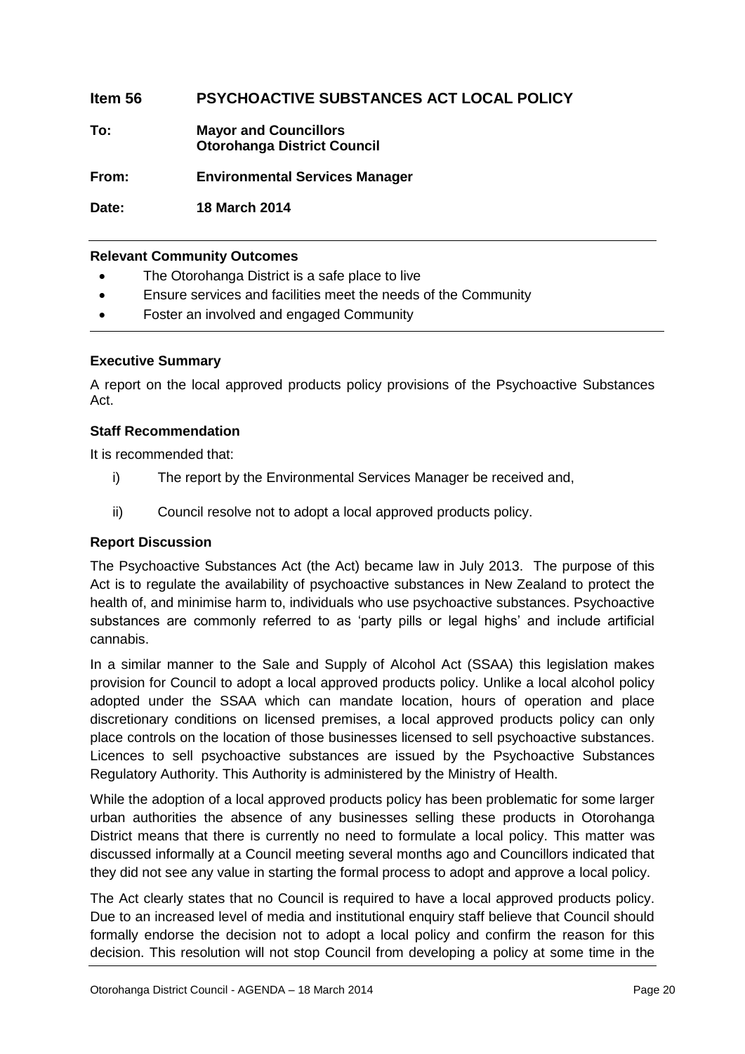## Item 56 PSYCHOACTIVE SUBSTANCES ACT LOCAL POLICY

**To:** **Mayor and Councillors**
**Otorohanga District Council**

**From:** **Environmental Services Manager**

**Date:** **18 March 2014**

**Relevant Community Outcomes**

- The Otorohanga District is a safe place to live
- Ensure services and facilities meet the needs of the Community
- Foster an involved and engaged Community

**Executive Summary**

A report on the local approved products policy provisions of the Psychoactive Substances Act.

**Staff Recommendation**

It is recommended that:

i) The report by the Environmental Services Manager be received and,

ii) Council resolve not to adopt a local approved products policy.

**Report Discussion**

The Psychoactive Substances Act (the Act) became law in July 2013. The purpose of this Act is to regulate the availability of psychoactive substances in New Zealand to protect the health of, and minimise harm to, individuals who use psychoactive substances. Psychoactive substances are commonly referred to as 'party pills or legal highs' and include artificial cannabis.

In a similar manner to the Sale and Supply of Alcohol Act (SSAA) this legislation makes provision for Council to adopt a local approved products policy. Unlike a local alcohol policy adopted under the SSAA which can mandate location, hours of operation and place discretionary conditions on licensed premises, a local approved products policy can only place controls on the location of those businesses licensed to sell psychoactive substances. Licences to sell psychoactive substances are issued by the Psychoactive Substances Regulatory Authority. This Authority is administered by the Ministry of Health.

While the adoption of a local approved products policy has been problematic for some larger urban authorities the absence of any businesses selling these products in Otorohanga District means that there is currently no need to formulate a local policy. This matter was discussed informally at a Council meeting several months ago and Councillors indicated that they did not see any value in starting the formal process to adopt and approve a local policy.

The Act clearly states that no Council is required to have a local approved products policy. Due to an increased level of media and institutional enquiry staff believe that Council should formally endorse the decision not to adopt a local policy and confirm the reason for this decision. This resolution will not stop Council from developing a policy at some time in the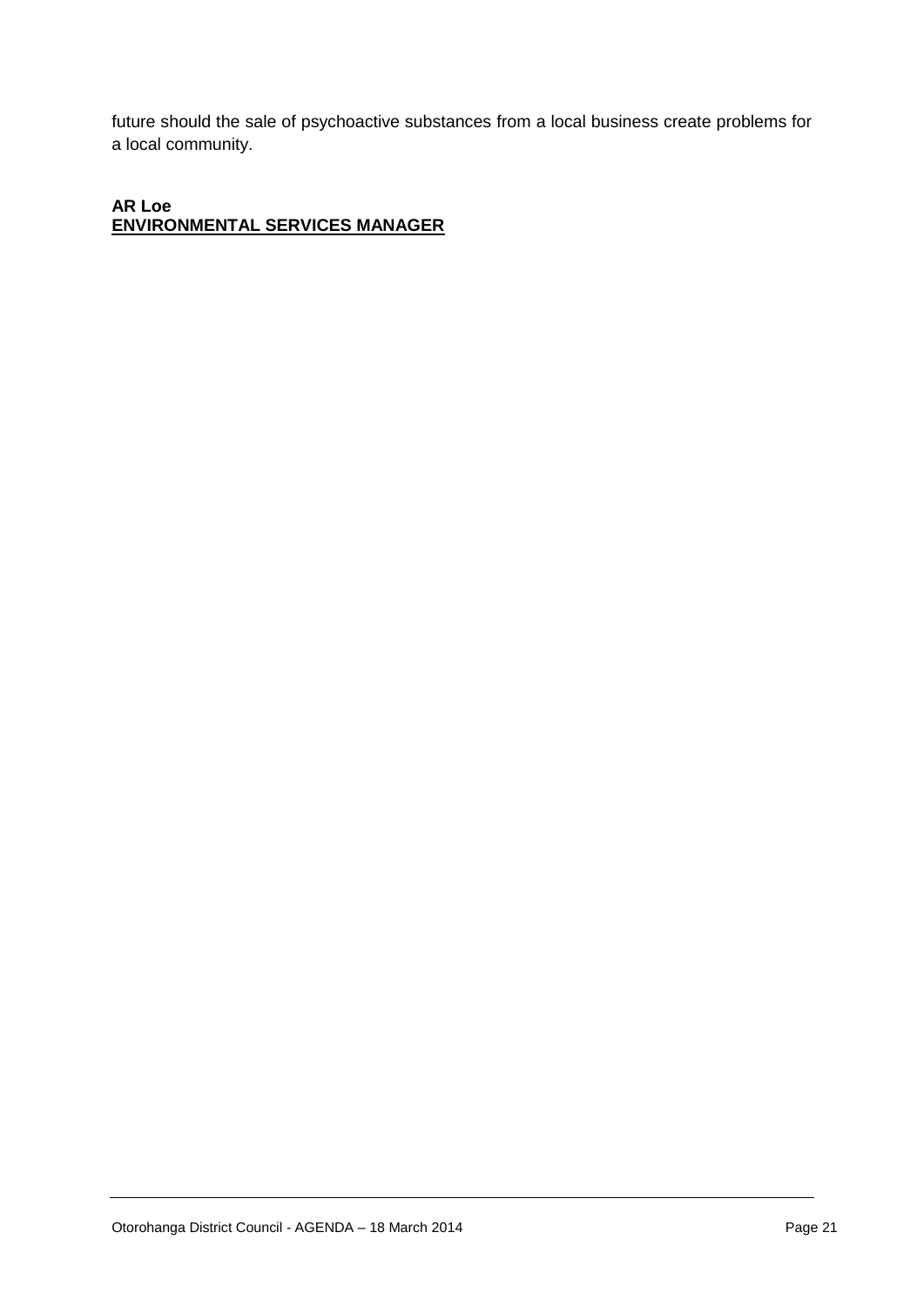future should the sale of psychoactive substances from a local business create problems for a local community.

**AR Loe**
**ENVIRONMENTAL SERVICES MANAGER**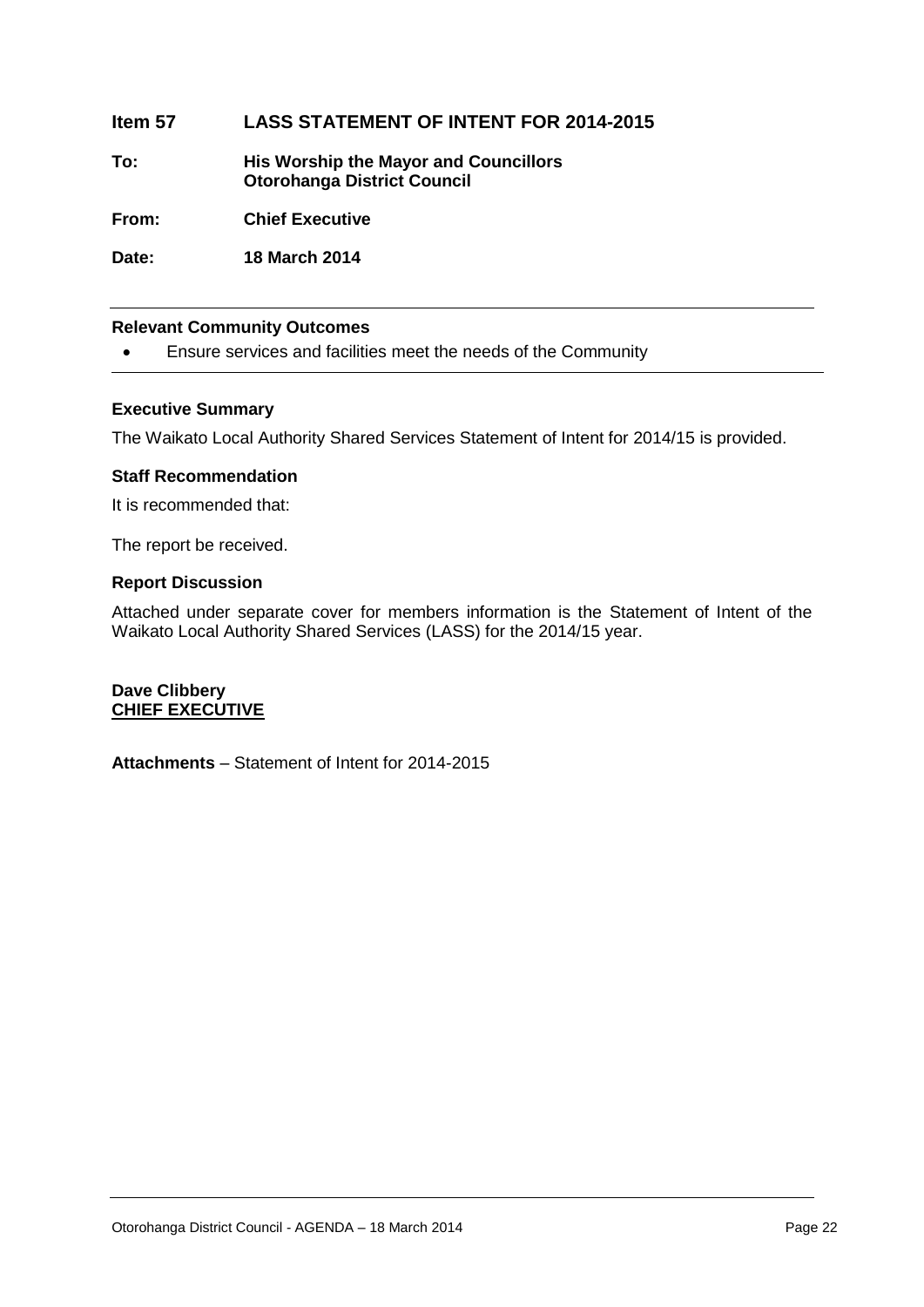# Item 57 LASS STATEMENT OF INTENT FOR 2014-2015

**To:** **His Worship the Mayor and Councillors**
**Otorohanga District Council**

**From:** **Chief Executive**

**Date:** **18 March 2014**

---

### Relevant Community Outcomes

- Ensure services and facilities meet the needs of the Community

---

### Executive Summary

The Waikato Local Authority Shared Services Statement of Intent for 2014/15 is provided.

### Staff Recommendation

It is recommended that:

The report be received.

### Report Discussion

Attached under separate cover for members information is the Statement of Intent of the Waikato Local Authority Shared Services (LASS) for the 2014/15 year.

**Dave Clibbery**
**CHIEF EXECUTIVE**

**Attachments** – Statement of Intent for 2014-2015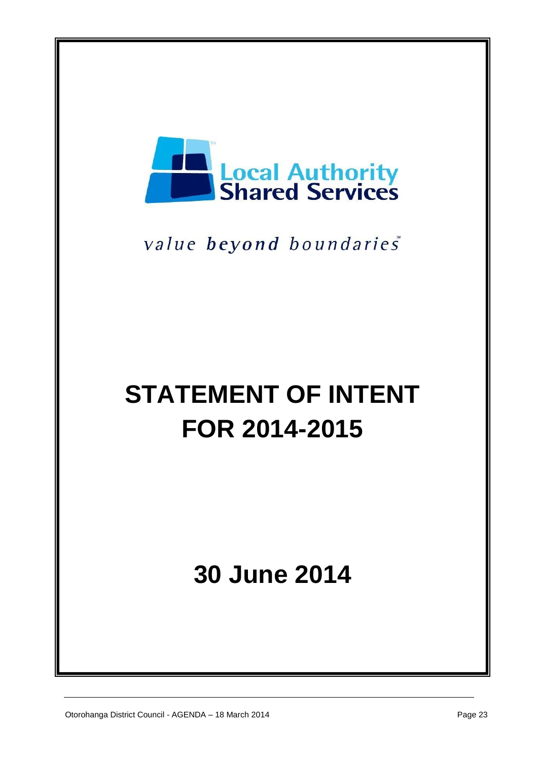Local Authority
Shared Services

*value beyond boundaries*

# STATEMENT OF INTENT FOR 2014-2015

# 30 June 2014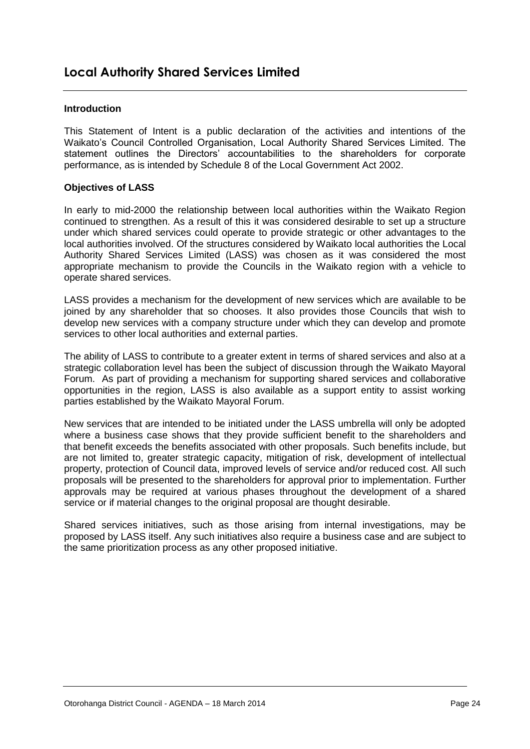# Local Authority Shared Services Limited

### Introduction

This Statement of Intent is a public declaration of the activities and intentions of the Waikato's Council Controlled Organisation, Local Authority Shared Services Limited. The statement outlines the Directors' accountabilities to the shareholders for corporate performance, as is intended by Schedule 8 of the Local Government Act 2002.

### Objectives of LASS

In early to mid-2000 the relationship between local authorities within the Waikato Region continued to strengthen. As a result of this it was considered desirable to set up a structure under which shared services could operate to provide strategic or other advantages to the local authorities involved. Of the structures considered by Waikato local authorities the Local Authority Shared Services Limited (LASS) was chosen as it was considered the most appropriate mechanism to provide the Councils in the Waikato region with a vehicle to operate shared services.

LASS provides a mechanism for the development of new services which are available to be joined by any shareholder that so chooses. It also provides those Councils that wish to develop new services with a company structure under which they can develop and promote services to other local authorities and external parties.

The ability of LASS to contribute to a greater extent in terms of shared services and also at a strategic collaboration level has been the subject of discussion through the Waikato Mayoral Forum. As part of providing a mechanism for supporting shared services and collaborative opportunities in the region, LASS is also available as a support entity to assist working parties established by the Waikato Mayoral Forum.

New services that are intended to be initiated under the LASS umbrella will only be adopted where a business case shows that they provide sufficient benefit to the shareholders and that benefit exceeds the benefits associated with other proposals. Such benefits include, but are not limited to, greater strategic capacity, mitigation of risk, development of intellectual property, protection of Council data, improved levels of service and/or reduced cost. All such proposals will be presented to the shareholders for approval prior to implementation. Further approvals may be required at various phases throughout the development of a shared service or if material changes to the original proposal are thought desirable.

Shared services initiatives, such as those arising from internal investigations, may be proposed by LASS itself. Any such initiatives also require a business case and are subject to the same prioritization process as any other proposed initiative.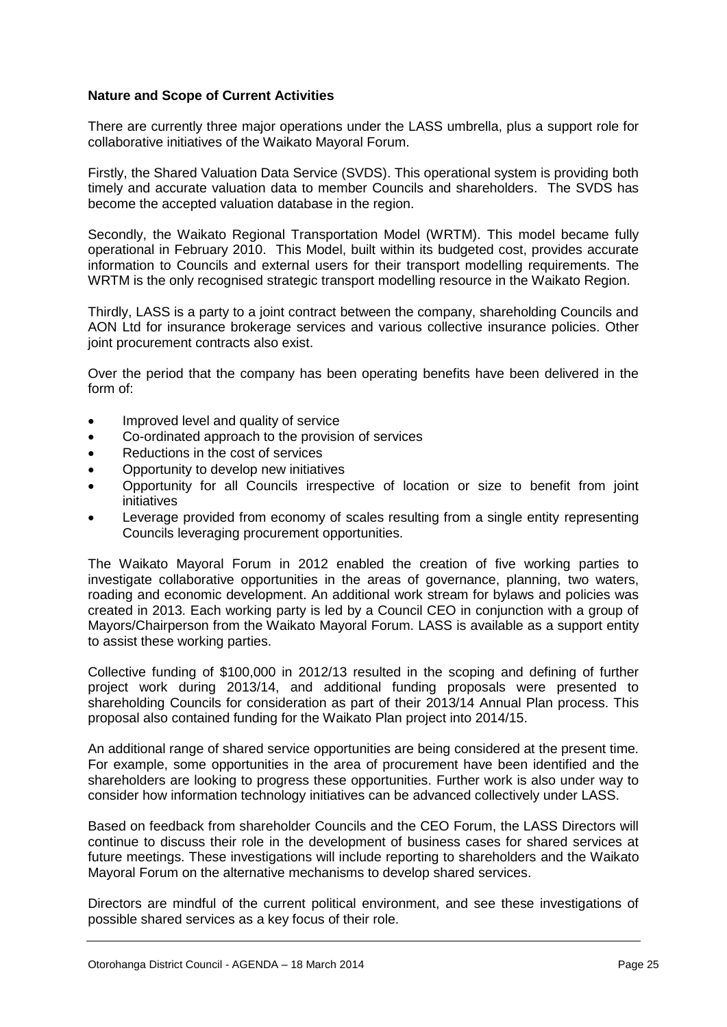**Nature and Scope of Current Activities**

There are currently three major operations under the LASS umbrella, plus a support role for collaborative initiatives of the Waikato Mayoral Forum.

Firstly, the Shared Valuation Data Service (SVDS). This operational system is providing both timely and accurate valuation data to member Councils and shareholders. The SVDS has become the accepted valuation database in the region.

Secondly, the Waikato Regional Transportation Model (WRTM). This model became fully operational in February 2010. This Model, built within its budgeted cost, provides accurate information to Councils and external users for their transport modelling requirements. The WRTM is the only recognised strategic transport modelling resource in the Waikato Region.

Thirdly, LASS is a party to a joint contract between the company, shareholding Councils and AON Ltd for insurance brokerage services and various collective insurance policies. Other joint procurement contracts also exist.

Over the period that the company has been operating benefits have been delivered in the form of:

- Improved level and quality of service
- Co-ordinated approach to the provision of services
- Reductions in the cost of services
- Opportunity to develop new initiatives
- Opportunity for all Councils irrespective of location or size to benefit from joint initiatives
- Leverage provided from economy of scales resulting from a single entity representing Councils leveraging procurement opportunities.

The Waikato Mayoral Forum in 2012 enabled the creation of five working parties to investigate collaborative opportunities in the areas of governance, planning, two waters, roading and economic development. An additional work stream for bylaws and policies was created in 2013. Each working party is led by a Council CEO in conjunction with a group of Mayors/Chairperson from the Waikato Mayoral Forum. LASS is available as a support entity to assist these working parties.

Collective funding of $100,000 in 2012/13 resulted in the scoping and defining of further project work during 2013/14, and additional funding proposals were presented to shareholding Councils for consideration as part of their 2013/14 Annual Plan process. This proposal also contained funding for the Waikato Plan project into 2014/15.

An additional range of shared service opportunities are being considered at the present time. For example, some opportunities in the area of procurement have been identified and the shareholders are looking to progress these opportunities. Further work is also under way to consider how information technology initiatives can be advanced collectively under LASS.

Based on feedback from shareholder Councils and the CEO Forum, the LASS Directors will continue to discuss their role in the development of business cases for shared services at future meetings. These investigations will include reporting to shareholders and the Waikato Mayoral Forum on the alternative mechanisms to develop shared services.

Directors are mindful of the current political environment, and see these investigations of possible shared services as a key focus of their role.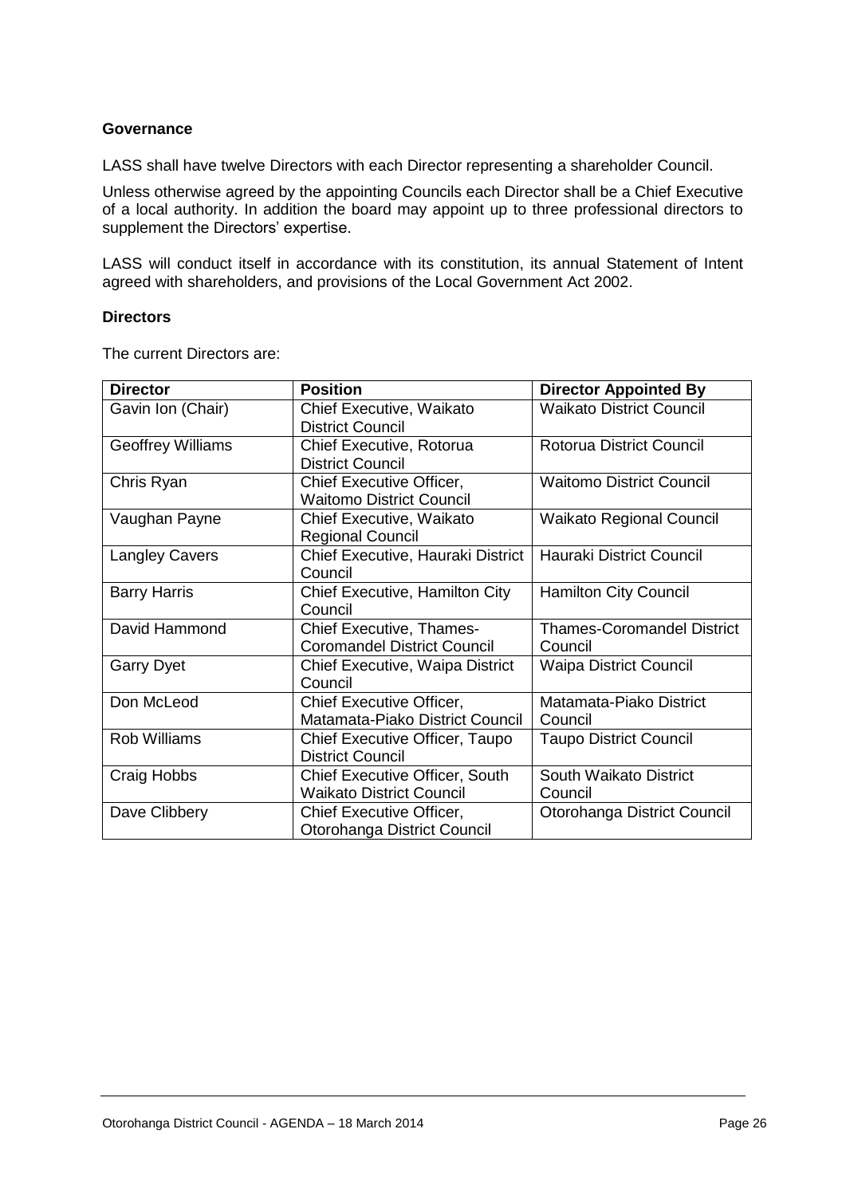**Governance**

LASS shall have twelve Directors with each Director representing a shareholder Council.

Unless otherwise agreed by the appointing Councils each Director shall be a Chief Executive of a local authority. In addition the board may appoint up to three professional directors to supplement the Directors' expertise.

LASS will conduct itself in accordance with its constitution, its annual Statement of Intent agreed with shareholders, and provisions of the Local Government Act 2002.

**Directors**

The current Directors are:

| Director | Position | Director Appointed By |
|---|---|---|
| Gavin Ion (Chair) | Chief Executive, Waikato District Council | Waikato District Council |
| Geoffrey Williams | Chief Executive, Rotorua District Council | Rotorua District Council |
| Chris Ryan | Chief Executive Officer, Waitomo District Council | Waitomo District Council |
| Vaughan Payne | Chief Executive, Waikato Regional Council | Waikato Regional Council |
| Langley Cavers | Chief Executive, Hauraki District Council | Hauraki District Council |
| Barry Harris | Chief Executive, Hamilton City Council | Hamilton City Council |
| David Hammond | Chief Executive, Thames-Coromandel District Council | Thames-Coromandel District Council |
| Garry Dyet | Chief Executive, Waipa District Council | Waipa District Council |
| Don McLeod | Chief Executive Officer, Matamata-Piako District Council | Matamata-Piako District Council |
| Rob Williams | Chief Executive Officer, Taupo District Council | Taupo District Council |
| Craig Hobbs | Chief Executive Officer, South Waikato District Council | South Waikato District Council |
| Dave Clibbery | Chief Executive Officer, Otorohanga District Council | Otorohanga District Council |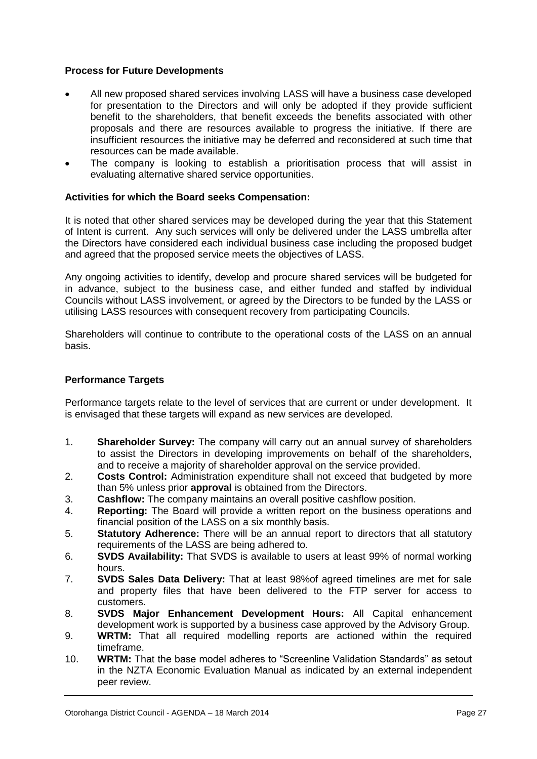**Process for Future Developments**

- All new proposed shared services involving LASS will have a business case developed for presentation to the Directors and will only be adopted if they provide sufficient benefit to the shareholders, that benefit exceeds the benefits associated with other proposals and there are resources available to progress the initiative. If there are insufficient resources the initiative may be deferred and reconsidered at such time that resources can be made available.
- The company is looking to establish a prioritisation process that will assist in evaluating alternative shared service opportunities.

**Activities for which the Board seeks Compensation:**

It is noted that other shared services may be developed during the year that this Statement of Intent is current. Any such services will only be delivered under the LASS umbrella after the Directors have considered each individual business case including the proposed budget and agreed that the proposed service meets the objectives of LASS.

Any ongoing activities to identify, develop and procure shared services will be budgeted for in advance, subject to the business case, and either funded and staffed by individual Councils without LASS involvement, or agreed by the Directors to be funded by the LASS or utilising LASS resources with consequent recovery from participating Councils.

Shareholders will continue to contribute to the operational costs of the LASS on an annual basis.

**Performance Targets**

Performance targets relate to the level of services that are current or under development. It is envisaged that these targets will expand as new services are developed.

1. **Shareholder Survey:** The company will carry out an annual survey of shareholders to assist the Directors in developing improvements on behalf of the shareholders, and to receive a majority of shareholder approval on the service provided.
2. **Costs Control:** Administration expenditure shall not exceed that budgeted by more than 5% unless prior **approval** is obtained from the Directors.
3. **Cashflow:** The company maintains an overall positive cashflow position.
4. **Reporting:** The Board will provide a written report on the business operations and financial position of the LASS on a six monthly basis.
5. **Statutory Adherence:** There will be an annual report to directors that all statutory requirements of the LASS are being adhered to.
6. **SVDS Availability:** That SVDS is available to users at least 99% of normal working hours.
7. **SVDS Sales Data Delivery:** That at least 98%of agreed timelines are met for sale and property files that have been delivered to the FTP server for access to customers.
8. **SVDS Major Enhancement Development Hours:** All Capital enhancement development work is supported by a business case approved by the Advisory Group.
9. **WRTM:** That all required modelling reports are actioned within the required timeframe.
10. **WRTM:** That the base model adheres to "Screenline Validation Standards" as setout in the NZTA Economic Evaluation Manual as indicated by an external independent peer review.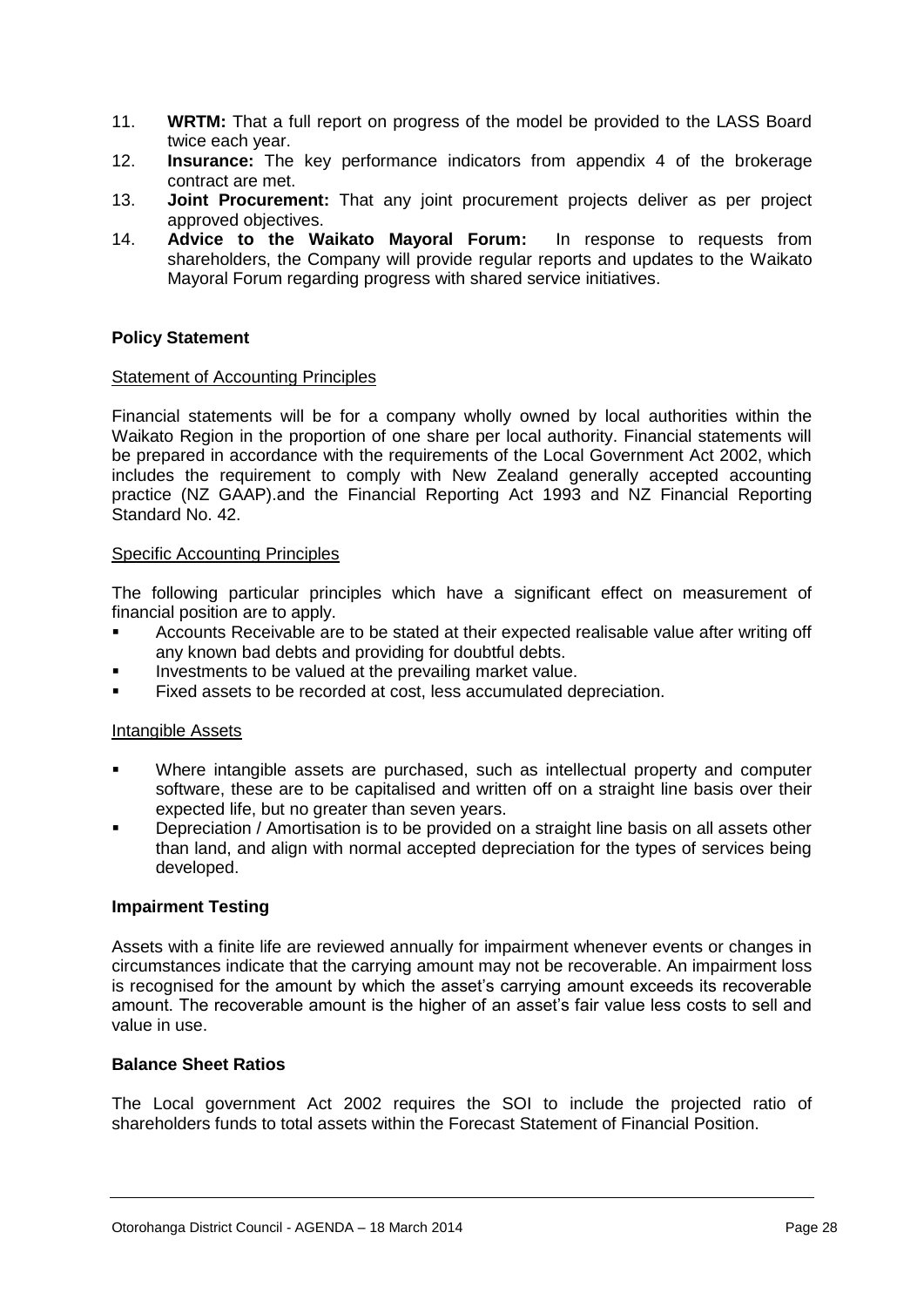11. **WRTM:** That a full report on progress of the model be provided to the LASS Board twice each year.
12. **Insurance:** The key performance indicators from appendix 4 of the brokerage contract are met.
13. **Joint Procurement:** That any joint procurement projects deliver as per project approved objectives.
14. **Advice to the Waikato Mayoral Forum:** In response to requests from shareholders, the Company will provide regular reports and updates to the Waikato Mayoral Forum regarding progress with shared service initiatives.

**Policy Statement**

Statement of Accounting Principles

Financial statements will be for a company wholly owned by local authorities within the Waikato Region in the proportion of one share per local authority. Financial statements will be prepared in accordance with the requirements of the Local Government Act 2002, which includes the requirement to comply with New Zealand generally accepted accounting practice (NZ GAAP).and the Financial Reporting Act 1993 and NZ Financial Reporting Standard No. 42.

Specific Accounting Principles

The following particular principles which have a significant effect on measurement of financial position are to apply.

- Accounts Receivable are to be stated at their expected realisable value after writing off any known bad debts and providing for doubtful debts.
- Investments to be valued at the prevailing market value.
- Fixed assets to be recorded at cost, less accumulated depreciation.

Intangible Assets

- Where intangible assets are purchased, such as intellectual property and computer software, these are to be capitalised and written off on a straight line basis over their expected life, but no greater than seven years.
- Depreciation / Amortisation is to be provided on a straight line basis on all assets other than land, and align with normal accepted depreciation for the types of services being developed.

**Impairment Testing**

Assets with a finite life are reviewed annually for impairment whenever events or changes in circumstances indicate that the carrying amount may not be recoverable. An impairment loss is recognised for the amount by which the asset's carrying amount exceeds its recoverable amount. The recoverable amount is the higher of an asset's fair value less costs to sell and value in use.

**Balance Sheet Ratios**

The Local government Act 2002 requires the SOI to include the projected ratio of shareholders funds to total assets within the Forecast Statement of Financial Position.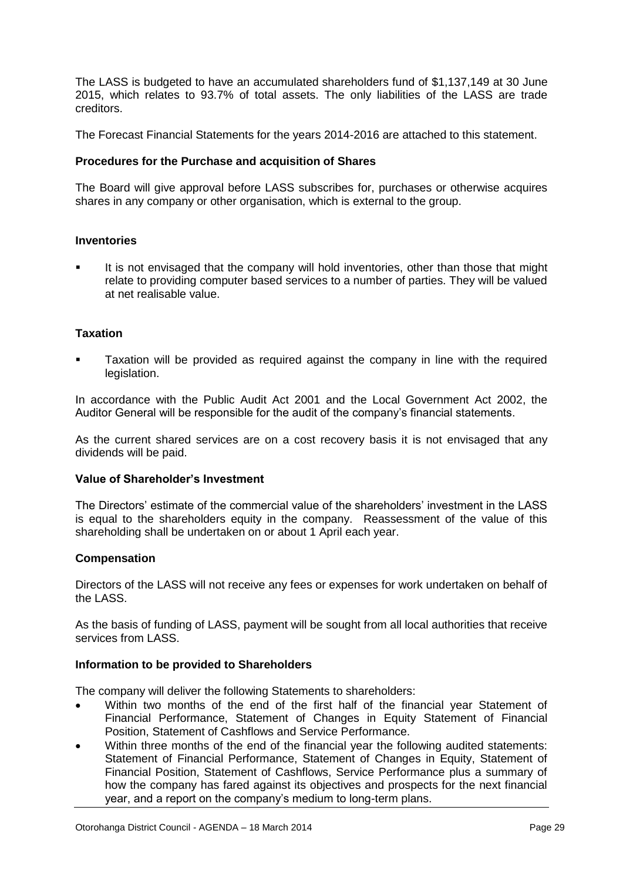The LASS is budgeted to have an accumulated shareholders fund of $1,137,149 at 30 June 2015, which relates to 93.7% of total assets. The only liabilities of the LASS are trade creditors.

The Forecast Financial Statements for the years 2014-2016 are attached to this statement.

**Procedures for the Purchase and acquisition of Shares**

The Board will give approval before LASS subscribes for, purchases or otherwise acquires shares in any company or other organisation, which is external to the group.

**Inventories**

- It is not envisaged that the company will hold inventories, other than those that might relate to providing computer based services to a number of parties. They will be valued at net realisable value.

**Taxation**

- Taxation will be provided as required against the company in line with the required legislation.

In accordance with the Public Audit Act 2001 and the Local Government Act 2002, the Auditor General will be responsible for the audit of the company's financial statements.

As the current shared services are on a cost recovery basis it is not envisaged that any dividends will be paid.

**Value of Shareholder's Investment**

The Directors' estimate of the commercial value of the shareholders' investment in the LASS is equal to the shareholders equity in the company. Reassessment of the value of this shareholding shall be undertaken on or about 1 April each year.

**Compensation**

Directors of the LASS will not receive any fees or expenses for work undertaken on behalf of the LASS.

As the basis of funding of LASS, payment will be sought from all local authorities that receive services from LASS.

**Information to be provided to Shareholders**

The company will deliver the following Statements to shareholders:

- Within two months of the end of the first half of the financial year Statement of Financial Performance, Statement of Changes in Equity Statement of Financial Position, Statement of Cashflows and Service Performance.
- Within three months of the end of the financial year the following audited statements: Statement of Financial Performance, Statement of Changes in Equity, Statement of Financial Position, Statement of Cashflows, Service Performance plus a summary of how the company has fared against its objectives and prospects for the next financial year, and a report on the company's medium to long-term plans.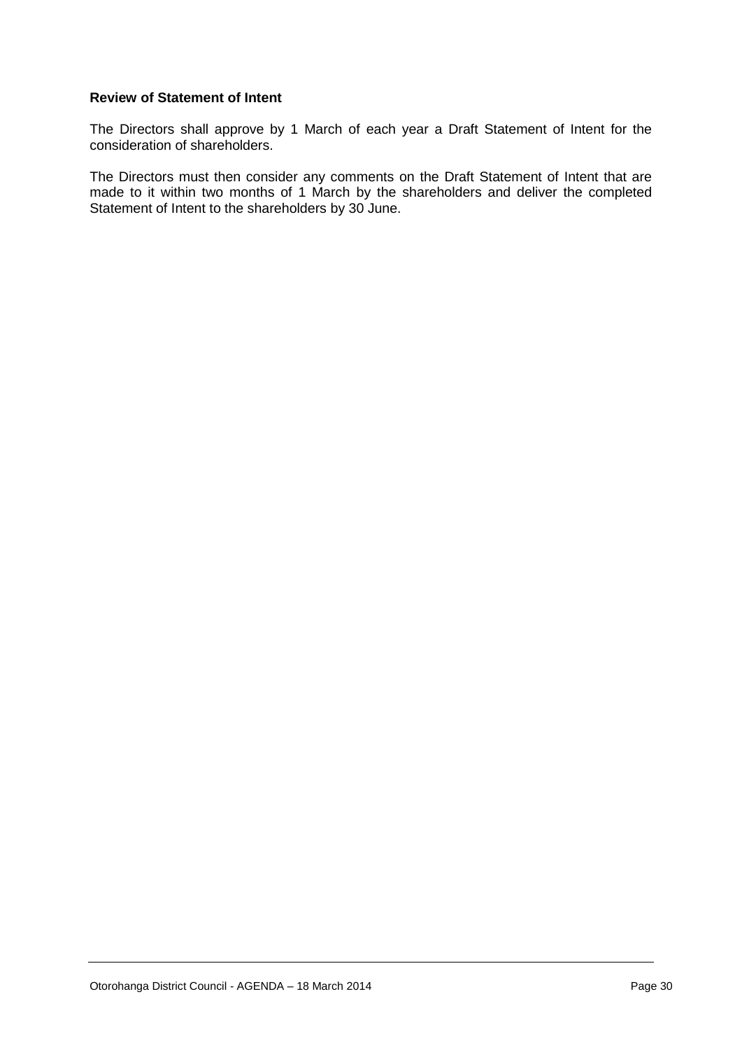**Review of Statement of Intent**

The Directors shall approve by 1 March of each year a Draft Statement of Intent for the consideration of shareholders.

The Directors must then consider any comments on the Draft Statement of Intent that are made to it within two months of 1 March by the shareholders and deliver the completed Statement of Intent to the shareholders by 30 June.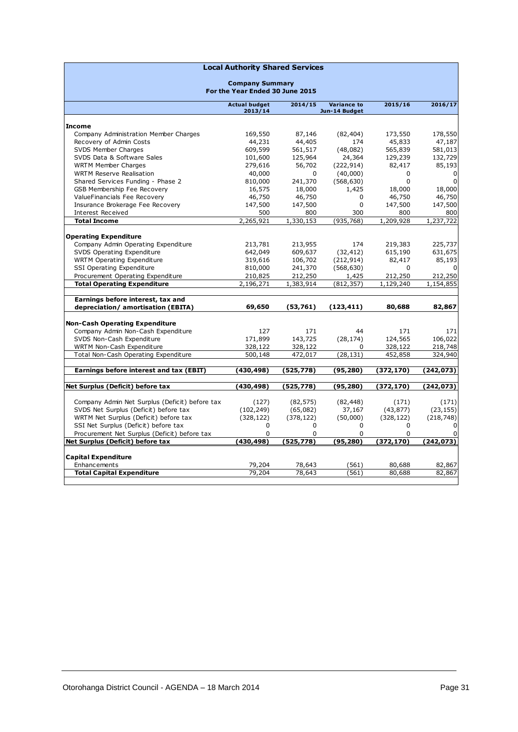## Local Authority Shared Services

### Company Summary
### For the Year Ended 30 June 2015

| | Actual budget 2013/14 | 2014/15 | Variance to Jun-14 Budget | 2015/16 | 2016/17 |
|---|---|---|---|---|---|
| **Income** | | | | | |
| Company Administration Member Charges | 169,550 | 87,146 | (82,404) | 173,550 | 178,550 |
| Recovery of Admin Costs | 44,231 | 44,405 | 174 | 45,833 | 47,187 |
| SVDS Member Charges | 609,599 | 561,517 | (48,082) | 565,839 | 581,013 |
| SVDS Data & Software Sales | 101,600 | 125,964 | 24,364 | 129,239 | 132,729 |
| WRTM Member Charges | 279,616 | 56,702 | (222,914) | 82,417 | 85,193 |
| WRTM Reserve Realisation | 40,000 | 0 | (40,000) | 0 | 0 |
| Shared Services Funding - Phase 2 | 810,000 | 241,370 | (568,630) | 0 | 0 |
| GSB Membership Fee Recovery | 16,575 | 18,000 | 1,425 | 18,000 | 18,000 |
| ValueFinancials Fee Recovery | 46,750 | 46,750 | 0 | 46,750 | 46,750 |
| Insurance Brokerage Fee Recovery | 147,500 | 147,500 | 0 | 147,500 | 147,500 |
| Interest Received | 500 | 800 | 300 | 800 | 800 |
| **Total Income** | 2,265,921 | 1,330,153 | (935,768) | 1,209,928 | 1,237,722 |
| **Operating Expenditure** | | | | | |
| Company Admin Operating Expenditure | 213,781 | 213,955 | 174 | 219,383 | 225,737 |
| SVDS Operating Expenditure | 642,049 | 609,637 | (32,412) | 615,190 | 631,675 |
| WRTM Operating Expenditure | 319,616 | 106,702 | (212,914) | 82,417 | 85,193 |
| SSI Operating Expenditure | 810,000 | 241,370 | (568,630) | 0 | 0 |
| Procurement Operating Expenditure | 210,825 | 212,250 | 1,425 | 212,250 | 212,250 |
| **Total Operating Expenditure** | 2,196,271 | 1,383,914 | (812,357) | 1,129,240 | 1,154,855 |
| **Earnings before interest, tax and depreciation/ amortisation (EBITA)** | **69,650** | **(53,761)** | **(123,411)** | **80,688** | **82,867** |
| **Non-Cash Operating Expenditure** | | | | | |
| Company Admin Non-Cash Expenditure | 127 | 171 | 44 | 171 | 171 |
| SVDS Non-Cash Expenditure | 171,899 | 143,725 | (28,174) | 124,565 | 106,022 |
| WRTM Non-Cash Expenditure | 328,122 | 328,122 | 0 | 328,122 | 218,748 |
| Total Non-Cash Operating Expenditure | 500,148 | 472,017 | (28,131) | 452,858 | 324,940 |
| **Earnings before interest and tax (EBIT)** | **(430,498)** | **(525,778)** | **(95,280)** | **(372,170)** | **(242,073)** |
| **Net Surplus (Deficit) before tax** | **(430,498)** | **(525,778)** | **(95,280)** | **(372,170)** | **(242,073)** |
| Company Admin Net Surplus (Deficit) before tax | (127) | (82,575) | (82,448) | (171) | (171) |
| SVDS Net Surplus (Deficit) before tax | (102,249) | (65,082) | 37,167 | (43,877) | (23,155) |
| WRTM Net Surplus (Deficit) before tax | (328,122) | (378,122) | (50,000) | (328,122) | (218,748) |
| SSI Net Surplus (Deficit) before tax | 0 | 0 | 0 | 0 | 0 |
| Procurement Net Surplus (Deficit) before tax | 0 | 0 | 0 | 0 | 0 |
| **Net Surplus (Deficit) before tax** | **(430,498)** | **(525,778)** | **(95,280)** | **(372,170)** | **(242,073)** |
| **Capital Expenditure** | | | | | |
| Enhancements | 79,204 | 78,643 | (561) | 80,688 | 82,867 |
| **Total Capital Expenditure** | 79,204 | 78,643 | (561) | 80,688 | 82,867 |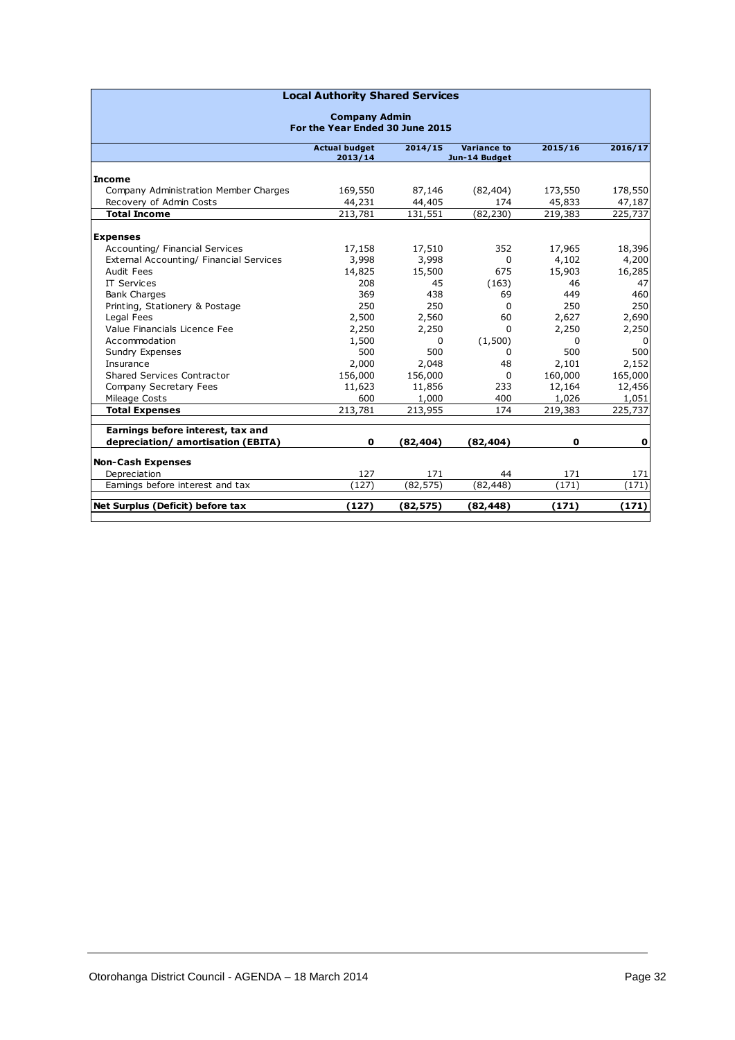## Local Authority Shared Services

### Company Admin
### For the Year Ended 30 June 2015

| | Actual budget 2013/14 | 2014/15 | Variance to Jun-14 Budget | 2015/16 | 2016/17 |
|---|---|---|---|---|---|
| **Income** | | | | | |
| Company Administration Member Charges | 169,550 | 87,146 | (82,404) | 173,550 | 178,550 |
| Recovery of Admin Costs | 44,231 | 44,405 | 174 | 45,833 | 47,187 |
| **Total Income** | 213,781 | 131,551 | (82,230) | 219,383 | 225,737 |
| **Expenses** | | | | | |
| Accounting/ Financial Services | 17,158 | 17,510 | 352 | 17,965 | 18,396 |
| External Accounting/ Financial Services | 3,998 | 3,998 | 0 | 4,102 | 4,200 |
| Audit Fees | 14,825 | 15,500 | 675 | 15,903 | 16,285 |
| IT Services | 208 | 45 | (163) | 46 | 47 |
| Bank Charges | 369 | 438 | 69 | 449 | 460 |
| Printing, Stationery & Postage | 250 | 250 | 0 | 250 | 250 |
| Legal Fees | 2,500 | 2,560 | 60 | 2,627 | 2,690 |
| Value Financials Licence Fee | 2,250 | 2,250 | 0 | 2,250 | 2,250 |
| Accommodation | 1,500 | 0 | (1,500) | 0 | 0 |
| Sundry Expenses | 500 | 500 | 0 | 500 | 500 |
| Insurance | 2,000 | 2,048 | 48 | 2,101 | 2,152 |
| Shared Services Contractor | 156,000 | 156,000 | 0 | 160,000 | 165,000 |
| Company Secretary Fees | 11,623 | 11,856 | 233 | 12,164 | 12,456 |
| Mileage Costs | 600 | 1,000 | 400 | 1,026 | 1,051 |
| **Total Expenses** | 213,781 | 213,955 | 174 | 219,383 | 225,737 |
| **Earnings before interest, tax and depreciation/ amortisation (EBITA)** | **0** | **(82,404)** | **(82,404)** | **0** | **0** |
| **Non-Cash Expenses** | | | | | |
| Depreciation | 127 | 171 | 44 | 171 | 171 |
| Earnings before interest and tax | (127) | (82,575) | (82,448) | (171) | (171) |
| **Net Surplus (Deficit) before tax** | **(127)** | **(82,575)** | **(82,448)** | **(171)** | **(171)** |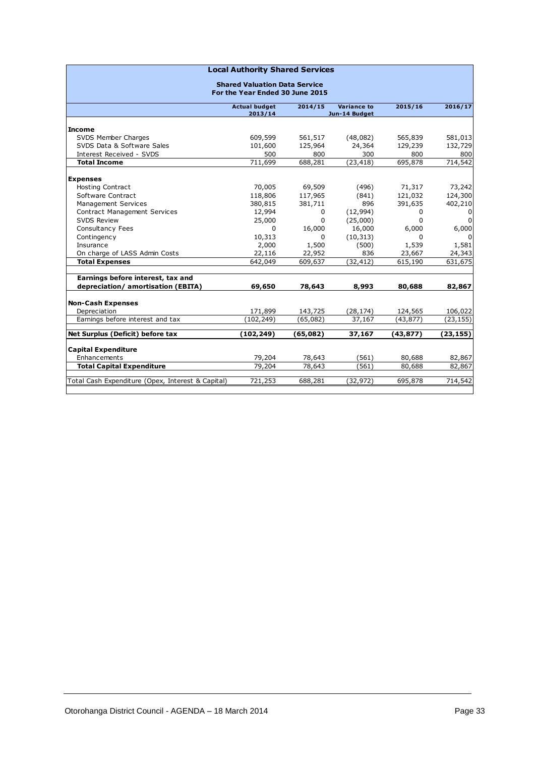## Local Authority Shared Services

### Shared Valuation Data Service
### For the Year Ended 30 June 2015

| | Actual budget 2013/14 | 2014/15 | Variance to Jun-14 Budget | 2015/16 | 2016/17 |
|---|---|---|---|---|---|
| **Income** | | | | | |
| SVDS Member Charges | 609,599 | 561,517 | (48,082) | 565,839 | 581,013 |
| SVDS Data & Software Sales | 101,600 | 125,964 | 24,364 | 129,239 | 132,729 |
| Interest Received - SVDS | 500 | 800 | 300 | 800 | 800 |
| **Total Income** | 711,699 | 688,281 | (23,418) | 695,878 | 714,542 |
| **Expenses** | | | | | |
| Hosting Contract | 70,005 | 69,509 | (496) | 71,317 | 73,242 |
| Software Contract | 118,806 | 117,965 | (841) | 121,032 | 124,300 |
| Management Services | 380,815 | 381,711 | 896 | 391,635 | 402,210 |
| Contract Management Services | 12,994 | 0 | (12,994) | 0 | 0 |
| SVDS Review | 25,000 | 0 | (25,000) | 0 | 0 |
| Consultancy Fees | 0 | 16,000 | 16,000 | 6,000 | 6,000 |
| Contingency | 10,313 | 0 | (10,313) | 0 | 0 |
| Insurance | 2,000 | 1,500 | (500) | 1,539 | 1,581 |
| On charge of LASS Admin Costs | 22,116 | 22,952 | 836 | 23,667 | 24,343 |
| **Total Expenses** | 642,049 | 609,637 | (32,412) | 615,190 | 631,675 |
| **Earnings before interest, tax and depreciation/ amortisation (EBITA)** | **69,650** | **78,643** | **8,993** | **80,688** | **82,867** |
| **Non-Cash Expenses** | | | | | |
| Depreciation | 171,899 | 143,725 | (28,174) | 124,565 | 106,022 |
| Earnings before interest and tax | (102,249) | (65,082) | 37,167 | (43,877) | (23,155) |
| **Net Surplus (Deficit) before tax** | **(102,249)** | **(65,082)** | **37,167** | **(43,877)** | **(23,155)** |
| **Capital Expenditure** | | | | | |
| Enhancements | 79,204 | 78,643 | (561) | 80,688 | 82,867 |
| **Total Capital Expenditure** | 79,204 | 78,643 | (561) | 80,688 | 82,867 |
| Total Cash Expenditure (Opex, Interest & Capital) | 721,253 | 688,281 | (32,972) | 695,878 | 714,542 |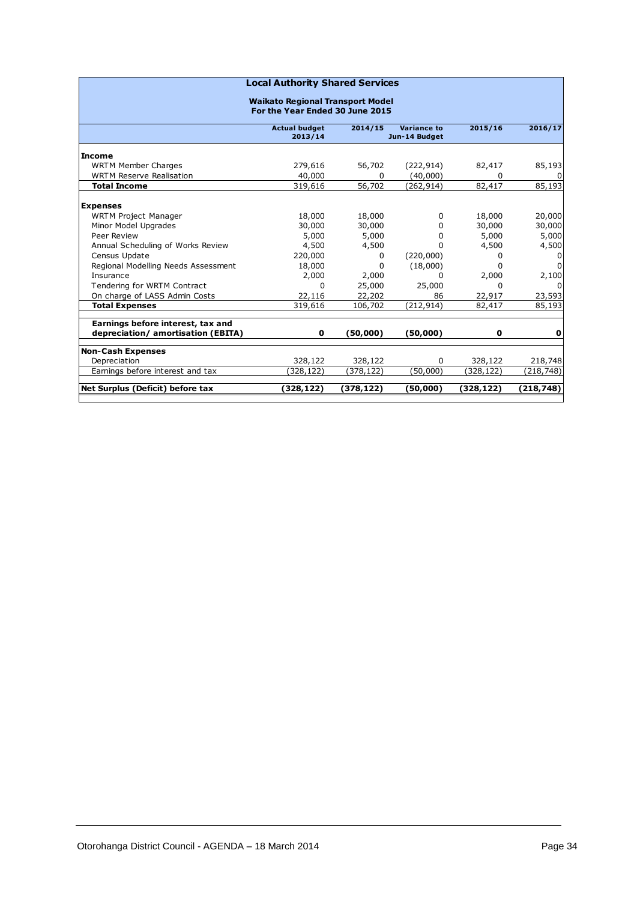## Local Authority Shared Services

### Waikato Regional Transport Model
### For the Year Ended 30 June 2015

| | Actual budget 2013/14 | 2014/15 | Variance to Jun-14 Budget | 2015/16 | 2016/17 |
|---|---|---|---|---|---|
| **Income** | | | | | |
| WRTM Member Charges | 279,616 | 56,702 | (222,914) | 82,417 | 85,193 |
| WRTM Reserve Realisation | 40,000 | 0 | (40,000) | 0 | 0 |
| **Total Income** | 319,616 | 56,702 | (262,914) | 82,417 | 85,193 |
| **Expenses** | | | | | |
| WRTM Project Manager | 18,000 | 18,000 | 0 | 18,000 | 20,000 |
| Minor Model Upgrades | 30,000 | 30,000 | 0 | 30,000 | 30,000 |
| Peer Review | 5,000 | 5,000 | 0 | 5,000 | 5,000 |
| Annual Scheduling of Works Review | 4,500 | 4,500 | 0 | 4,500 | 4,500 |
| Census Update | 220,000 | 0 | (220,000) | 0 | 0 |
| Regional Modelling Needs Assessment | 18,000 | 0 | (18,000) | 0 | 0 |
| Insurance | 2,000 | 2,000 | 0 | 2,000 | 2,100 |
| Tendering for WRTM Contract | 0 | 25,000 | 25,000 | 0 | 0 |
| On charge of LASS Admin Costs | 22,116 | 22,202 | 86 | 22,917 | 23,593 |
| **Total Expenses** | 319,616 | 106,702 | (212,914) | 82,417 | 85,193 |
| **Earnings before interest, tax and depreciation/ amortisation (EBITA)** | **0** | **(50,000)** | **(50,000)** | **0** | **0** |
| **Non-Cash Expenses** | | | | | |
| Depreciation | 328,122 | 328,122 | 0 | 328,122 | 218,748 |
| Earnings before interest and tax | (328,122) | (378,122) | (50,000) | (328,122) | (218,748) |
| **Net Surplus (Deficit) before tax** | **(328,122)** | **(378,122)** | **(50,000)** | **(328,122)** | **(218,748)** |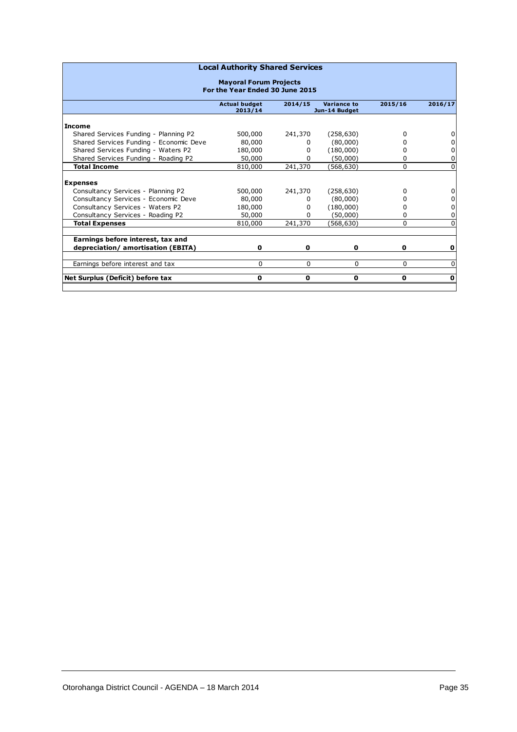## Local Authority Shared Services

### Mayoral Forum Projects
### For the Year Ended 30 June 2015

| | Actual budget 2013/14 | 2014/15 | Variance to Jun-14 Budget | 2015/16 | 2016/17 |
|---|---|---|---|---|---|
| **Income** | | | | | |
| Shared Services Funding - Planning P2 | 500,000 | 241,370 | (258,630) | 0 | 0 |
| Shared Services Funding - Economic Deve | 80,000 | 0 | (80,000) | 0 | 0 |
| Shared Services Funding - Waters P2 | 180,000 | 0 | (180,000) | 0 | 0 |
| Shared Services Funding - Roading P2 | 50,000 | 0 | (50,000) | 0 | 0 |
| **Total Income** | 810,000 | 241,370 | (568,630) | 0 | 0 |
| **Expenses** | | | | | |
| Consultancy Services - Planning P2 | 500,000 | 241,370 | (258,630) | 0 | 0 |
| Consultancy Services - Economic Deve | 80,000 | 0 | (80,000) | 0 | 0 |
| Consultancy Services - Waters P2 | 180,000 | 0 | (180,000) | 0 | 0 |
| Consultancy Services - Roading P2 | 50,000 | 0 | (50,000) | 0 | 0 |
| **Total Expenses** | 810,000 | 241,370 | (568,630) | 0 | 0 |
| **Earnings before interest, tax and depreciation/ amortisation (EBITA)** | **0** | **0** | **0** | **0** | **0** |
| Earnings before interest and tax | 0 | 0 | 0 | 0 | 0 |
| **Net Surplus (Deficit) before tax** | **0** | **0** | **0** | **0** | **0** |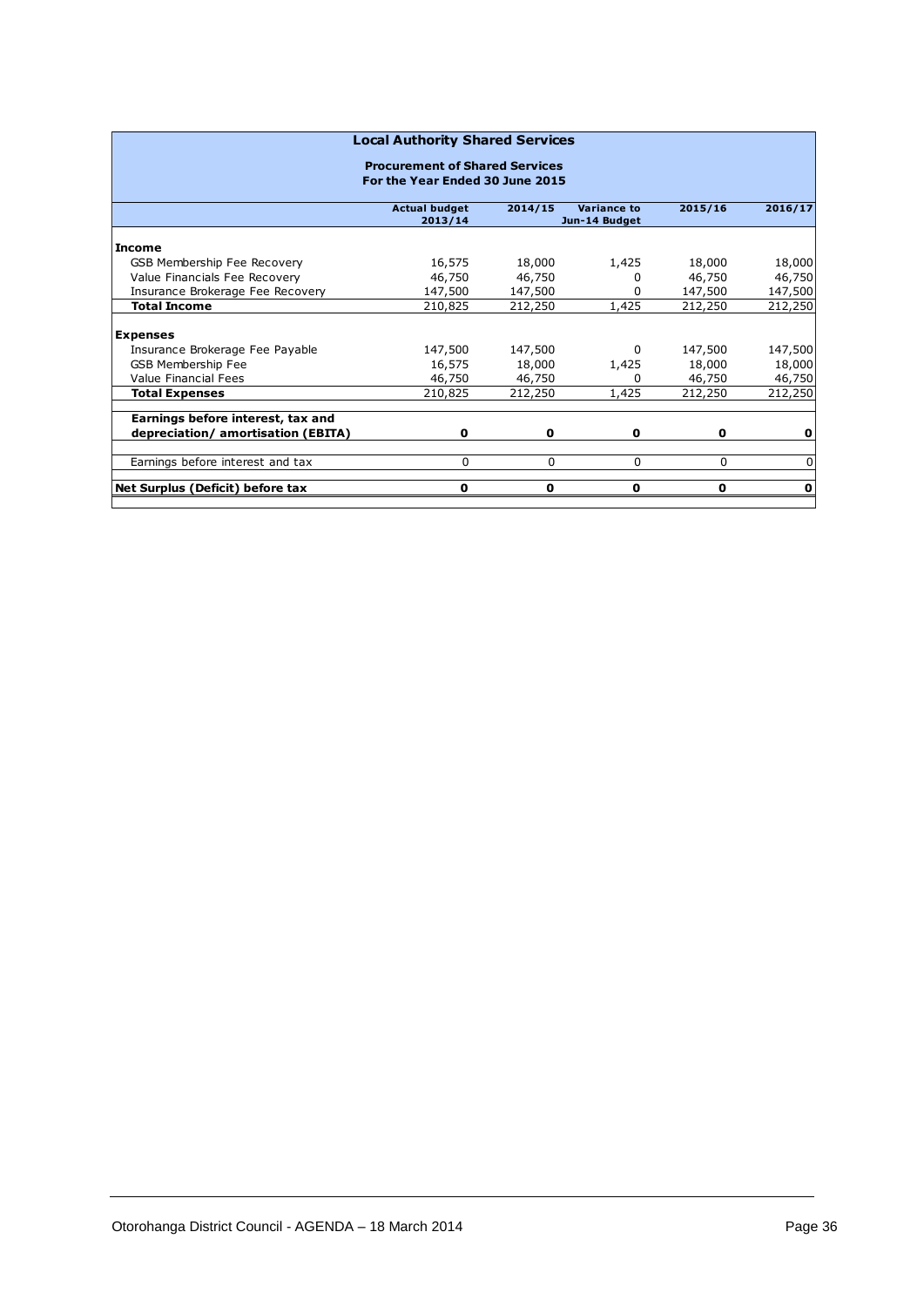## Local Authority Shared Services

### Procurement of Shared Services
### For the Year Ended 30 June 2015

| | Actual budget 2013/14 | 2014/15 | Variance to Jun-14 Budget | 2015/16 | 2016/17 |
|---|---|---|---|---|---|
| **Income** | | | | | |
| GSB Membership Fee Recovery | 16,575 | 18,000 | 1,425 | 18,000 | 18,000 |
| Value Financials Fee Recovery | 46,750 | 46,750 | 0 | 46,750 | 46,750 |
| Insurance Brokerage Fee Recovery | 147,500 | 147,500 | 0 | 147,500 | 147,500 |
| **Total Income** | 210,825 | 212,250 | 1,425 | 212,250 | 212,250 |
| **Expenses** | | | | | |
| Insurance Brokerage Fee Payable | 147,500 | 147,500 | 0 | 147,500 | 147,500 |
| GSB Membership Fee | 16,575 | 18,000 | 1,425 | 18,000 | 18,000 |
| Value Financial Fees | 46,750 | 46,750 | 0 | 46,750 | 46,750 |
| **Total Expenses** | 210,825 | 212,250 | 1,425 | 212,250 | 212,250 |
| **Earnings before interest, tax and depreciation/ amortisation (EBITA)** | **0** | **0** | **0** | **0** | **0** |
| Earnings before interest and tax | 0 | 0 | 0 | 0 | 0 |
| **Net Surplus (Deficit) before tax** | **0** | **0** | **0** | **0** | **0** |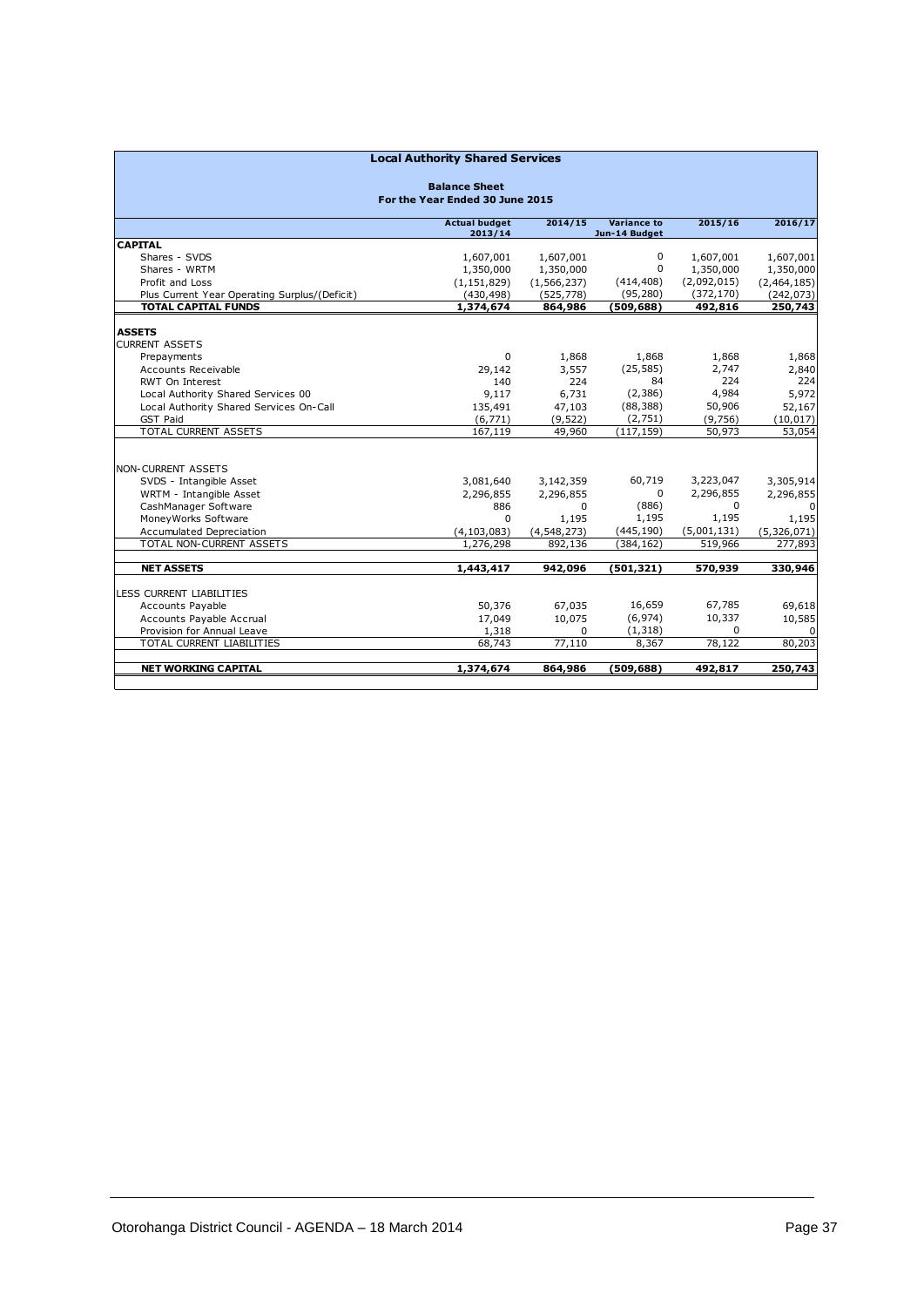# Local Authority Shared Services

## Balance Sheet
### For the Year Ended 30 June 2015

| | Actual budget 2013/14 | 2014/15 | Variance to Jun-14 Budget | 2015/16 | 2016/17 |
|---|---|---|---|---|---|
| **CAPITAL** | | | | | |
| Shares - SVDS | 1,607,001 | 1,607,001 | 0 | 1,607,001 | 1,607,001 |
| Shares - WRTM | 1,350,000 | 1,350,000 | 0 | 1,350,000 | 1,350,000 |
| Profit and Loss | (1,151,829) | (1,566,237) | (414,408) | (2,092,015) | (2,464,185) |
| Plus Current Year Operating Surplus/(Deficit) | (430,498) | (525,778) | (95,280) | (372,170) | (242,073) |
| **TOTAL CAPITAL FUNDS** | **1,374,674** | **864,986** | **(509,688)** | **492,816** | **250,743** |
| | | | | | |
| **ASSETS** | | | | | |
| CURRENT ASSETS | | | | | |
| Prepayments | 0 | 1,868 | 1,868 | 1,868 | 1,868 |
| Accounts Receivable | 29,142 | 3,557 | (25,585) | 2,747 | 2,840 |
| RWT On Interest | 140 | 224 | 84 | 224 | 224 |
| Local Authority Shared Services 00 | 9,117 | 6,731 | (2,386) | 4,984 | 5,972 |
| Local Authority Shared Services On-Call | 135,491 | 47,103 | (88,388) | 50,906 | 52,167 |
| GST Paid | (6,771) | (9,522) | (2,751) | (9,756) | (10,017) |
| TOTAL CURRENT ASSETS | 167,119 | 49,960 | (117,159) | 50,973 | 53,054 |
| | | | | | |
| NON-CURRENT ASSETS | | | | | |
| SVDS - Intangible Asset | 3,081,640 | 3,142,359 | 60,719 | 3,223,047 | 3,305,914 |
| WRTM - Intangible Asset | 2,296,855 | 2,296,855 | 0 | 2,296,855 | 2,296,855 |
| CashManager Software | 886 | 0 | (886) | 0 | 0 |
| MoneyWorks Software | 0 | 1,195 | 1,195 | 1,195 | 1,195 |
| Accumulated Depreciation | (4,103,083) | (4,548,273) | (445,190) | (5,001,131) | (5,326,071) |
| TOTAL NON-CURRENT ASSETS | 1,276,298 | 892,136 | (384,162) | 519,966 | 277,893 |
| | | | | | |
| **NET ASSETS** | **1,443,417** | **942,096** | **(501,321)** | **570,939** | **330,946** |
| | | | | | |
| LESS CURRENT LIABILITIES | | | | | |
| Accounts Payable | 50,376 | 67,035 | 16,659 | 67,785 | 69,618 |
| Accounts Payable Accrual | 17,049 | 10,075 | (6,974) | 10,337 | 10,585 |
| Provision for Annual Leave | 1,318 | 0 | (1,318) | 0 | 0 |
| TOTAL CURRENT LIABILITIES | 68,743 | 77,110 | 8,367 | 78,122 | 80,203 |
| | | | | | |
| **NET WORKING CAPITAL** | **1,374,674** | **864,986** | **(509,688)** | **492,817** | **250,743** |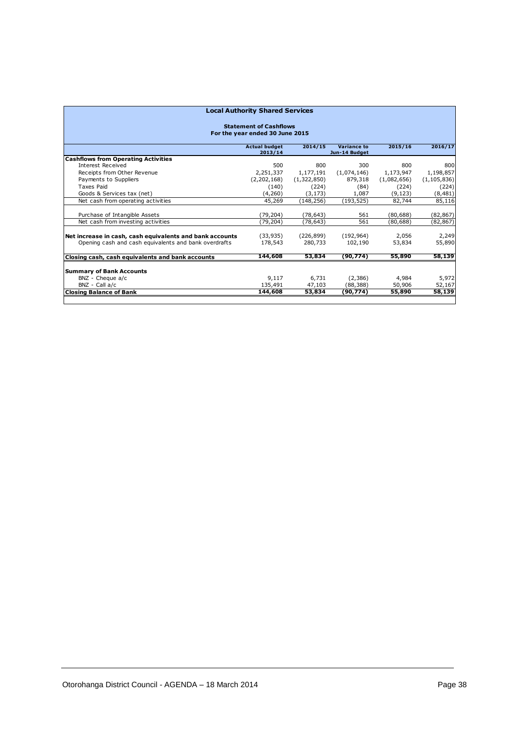## Local Authority Shared Services

### Statement of Cashflows

**For the year ended 30 June 2015**

| | Actual budget 2013/14 | 2014/15 | Variance to Jun-14 Budget | 2015/16 | 2016/17 |
|---|---|---|---|---|---|
| **Cashflows from Operating Activities** | | | | | |
| Interest Received | 500 | 800 | 300 | 800 | 800 |
| Receipts from Other Revenue | 2,251,337 | 1,177,191 | (1,074,146) | 1,173,947 | 1,198,857 |
| Payments to Suppliers | (2,202,168) | (1,322,850) | 879,318 | (1,082,656) | (1,105,836) |
| Taxes Paid | (140) | (224) | (84) | (224) | (224) |
| Goods & Services tax (net) | (4,260) | (3,173) | 1,087 | (9,123) | (8,481) |
| Net cash from operating activities | 45,269 | (148,256) | (193,525) | 82,744 | 85,116 |
| | | | | | |
| Purchase of Intangible Assets | (79,204) | (78,643) | 561 | (80,688) | (82,867) |
| Net cash from investing activities | (79,204) | (78,643) | 561 | (80,688) | (82,867) |
| | | | | | |
| **Net increase in cash, cash equivalents and bank accounts** | (33,935) | (226,899) | (192,964) | 2,056 | 2,249 |
| Opening cash and cash equivalents and bank overdrafts | 178,543 | 280,733 | 102,190 | 53,834 | 55,890 |
| | | | | | |
| **Closing cash, cash equivalents and bank accounts** | **144,608** | **53,834** | **(90,774)** | **55,890** | **58,139** |
| | | | | | |
| **Summary of Bank Accounts** | | | | | |
| BNZ - Cheque a/c | 9,117 | 6,731 | (2,386) | 4,984 | 5,972 |
| BNZ - Call a/c | 135,491 | 47,103 | (88,388) | 50,906 | 52,167 |
| **Closing Balance of Bank** | **144,608** | **53,834** | **(90,774)** | **55,890** | **58,139** |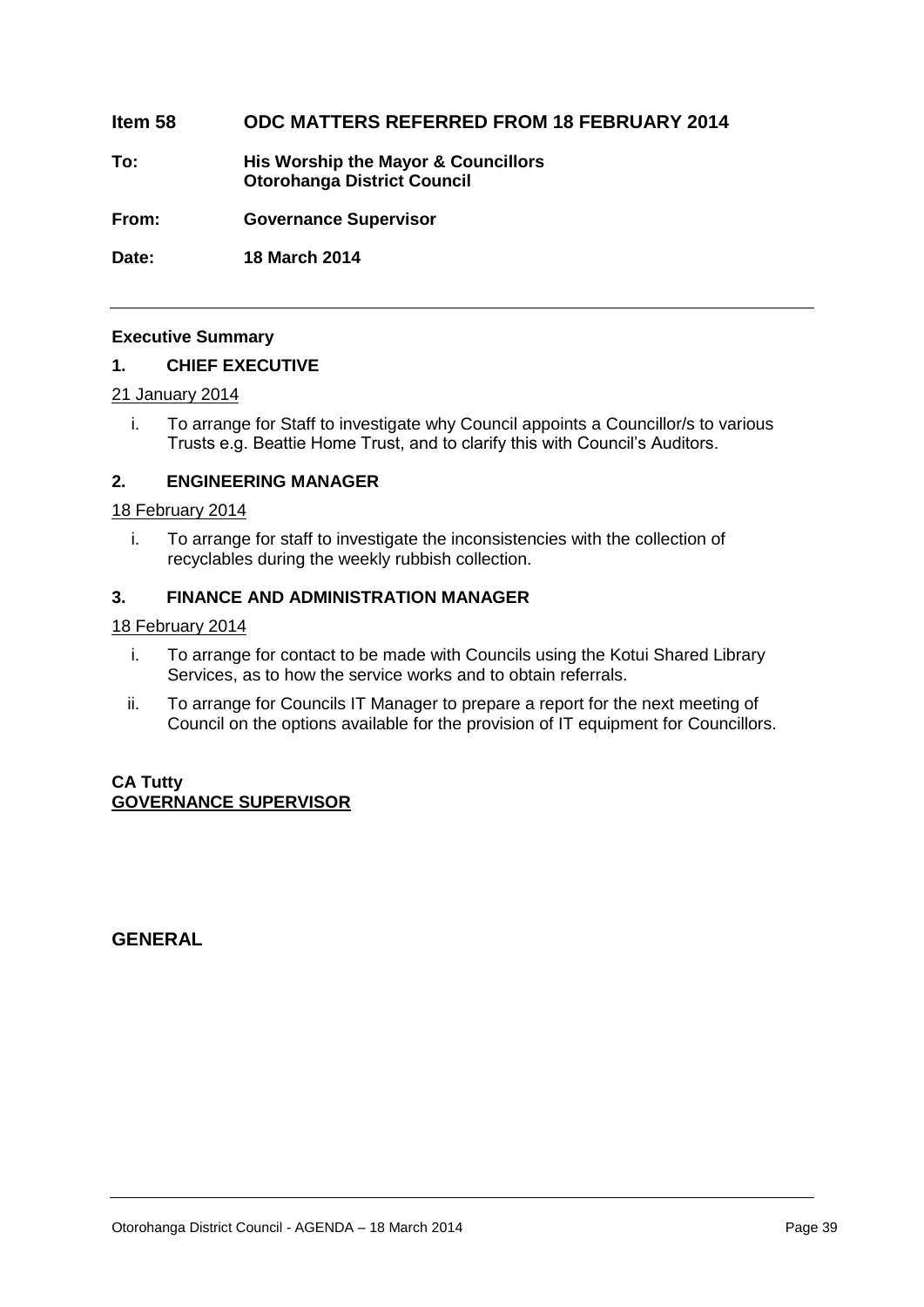# Item 58 ODC MATTERS REFERRED FROM 18 FEBRUARY 2014

**To:** His Worship the Mayor & Councillors
Otorohanga District Council

**From:** Governance Supervisor

**Date:** 18 March 2014

---

**Executive Summary**

## 1. CHIEF EXECUTIVE

21 January 2014

i. To arrange for Staff to investigate why Council appoints a Councillor/s to various Trusts e.g. Beattie Home Trust, and to clarify this with Council's Auditors.

## 2. ENGINEERING MANAGER

18 February 2014

i. To arrange for staff to investigate the inconsistencies with the collection of recyclables during the weekly rubbish collection.

## 3. FINANCE AND ADMINISTRATION MANAGER

18 February 2014

i. To arrange for contact to be made with Councils using the Kotui Shared Library Services, as to how the service works and to obtain referrals.

ii. To arrange for Councils IT Manager to prepare a report for the next meeting of Council on the options available for the provision of IT equipment for Councillors.

**CA Tutty**
**GOVERNANCE SUPERVISOR**

## GENERAL